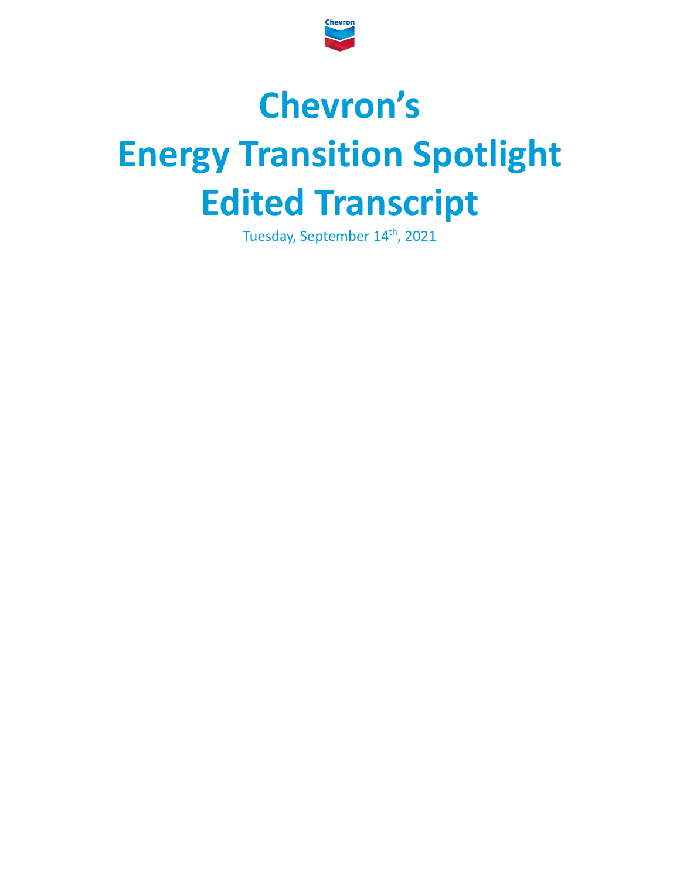Chevron

# Chevron's Energy Transition Spotlight Edited Transcript

Tuesday, September 14th, 2021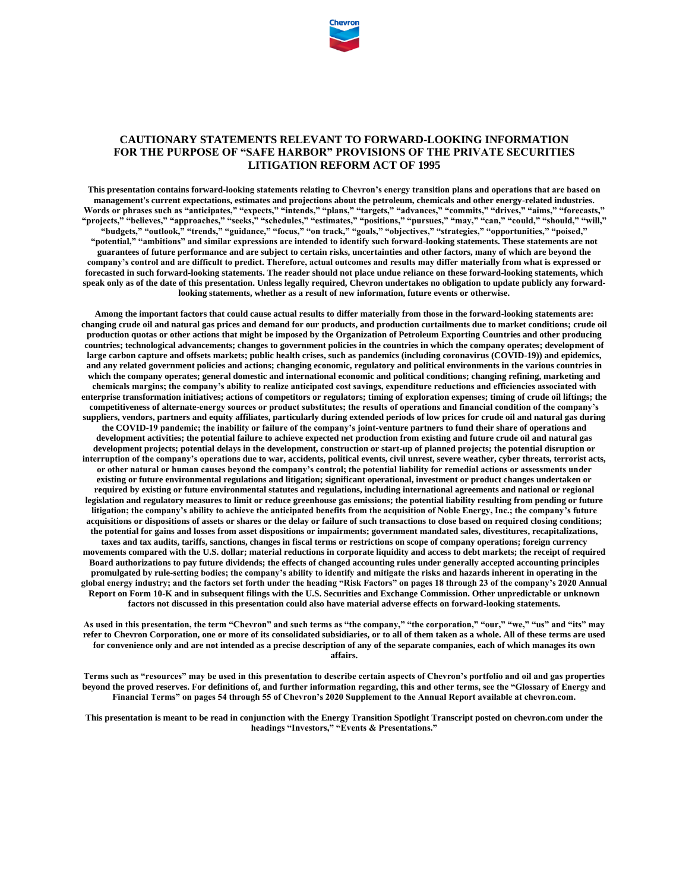## CAUTIONARY STATEMENTS RELEVANT TO FORWARD-LOOKING INFORMATION FOR THE PURPOSE OF “SAFE HARBOR” PROVISIONS OF THE PRIVATE SECURITIES LITIGATION REFORM ACT OF 1995

**This presentation contains forward-looking statements relating to Chevron’s energy transition plans and operations that are based on management's current expectations, estimates and projections about the petroleum, chemicals and other energy-related industries. Words or phrases such as “anticipates,” “expects,” “intends,” “plans,” “targets,” “advances,” “commits,” “drives,” “aims,” “forecasts,” “projects,” “believes,” “approaches,” “seeks,” “schedules,” “estimates,” “positions,” “pursues,” “may,” “can,” “could,” “should,” “will,” “budgets,” “outlook,” “trends,” “guidance,” “focus,” “on track,” “goals,” “objectives,” “strategies,” “opportunities,” “poised,” “potential,” “ambitions” and similar expressions are intended to identify such forward-looking statements. These statements are not guarantees of future performance and are subject to certain risks, uncertainties and other factors, many of which are beyond the company’s control and are difficult to predict. Therefore, actual outcomes and results may differ materially from what is expressed or forecasted in such forward-looking statements. The reader should not place undue reliance on these forward-looking statements, which speak only as of the date of this presentation. Unless legally required, Chevron undertakes no obligation to update publicly any forward-looking statements, whether as a result of new information, future events or otherwise.**

**Among the important factors that could cause actual results to differ materially from those in the forward-looking statements are: changing crude oil and natural gas prices and demand for our products, and production curtailments due to market conditions; crude oil production quotas or other actions that might be imposed by the Organization of Petroleum Exporting Countries and other producing countries; technological advancements; changes to government policies in the countries in which the company operates; development of large carbon capture and offsets markets; public health crises, such as pandemics (including coronavirus (COVID-19)) and epidemics, and any related government policies and actions; changing economic, regulatory and political environments in the various countries in which the company operates; general domestic and international economic and political conditions; changing refining, marketing and chemicals margins; the company’s ability to realize anticipated cost savings, expenditure reductions and efficiencies associated with enterprise transformation initiatives; actions of competitors or regulators; timing of exploration expenses; timing of crude oil liftings; the competitiveness of alternate-energy sources or product substitutes; the results of operations and financial condition of the company’s suppliers, vendors, partners and equity affiliates, particularly during extended periods of low prices for crude oil and natural gas during the COVID-19 pandemic; the inability or failure of the company’s joint-venture partners to fund their share of operations and development activities; the potential failure to achieve expected net production from existing and future crude oil and natural gas development projects; potential delays in the development, construction or start-up of planned projects; the potential disruption or interruption of the company’s operations due to war, accidents, political events, civil unrest, severe weather, cyber threats, terrorist acts, or other natural or human causes beyond the company’s control; the potential liability for remedial actions or assessments under existing or future environmental regulations and litigation; significant operational, investment or product changes undertaken or required by existing or future environmental statutes and regulations, including international agreements and national or regional legislation and regulatory measures to limit or reduce greenhouse gas emissions; the potential liability resulting from pending or future litigation; the company’s ability to achieve the anticipated benefits from the acquisition of Noble Energy, Inc.; the company’s future acquisitions or dispositions of assets or shares or the delay or failure of such transactions to close based on required closing conditions; the potential for gains and losses from asset dispositions or impairments; government mandated sales, divestitures, recapitalizations, taxes and tax audits, tariffs, sanctions, changes in fiscal terms or restrictions on scope of company operations; foreign currency movements compared with the U.S. dollar; material reductions in corporate liquidity and access to debt markets; the receipt of required Board authorizations to pay future dividends; the effects of changed accounting rules under generally accepted accounting principles promulgated by rule-setting bodies; the company’s ability to identify and mitigate the risks and hazards inherent in operating in the global energy industry; and the factors set forth under the heading “Risk Factors” on pages 18 through 23 of the company’s 2020 Annual Report on Form 10-K and in subsequent filings with the U.S. Securities and Exchange Commission. Other unpredictable or unknown factors not discussed in this presentation could also have material adverse effects on forward-looking statements.**

**As used in this presentation, the term “Chevron” and such terms as “the company,” “the corporation,” “our,” “we,” “us” and “its” may refer to Chevron Corporation, one or more of its consolidated subsidiaries, or to all of them taken as a whole. All of these terms are used for convenience only and are not intended as a precise description of any of the separate companies, each of which manages its own affairs.**

**Terms such as “resources” may be used in this presentation to describe certain aspects of Chevron’s portfolio and oil and gas properties beyond the proved reserves. For definitions of, and further information regarding, this and other terms, see the “Glossary of Energy and Financial Terms” on pages 54 through 55 of Chevron’s 2020 Supplement to the Annual Report available at chevron.com.**

**This presentation is meant to be read in conjunction with the Energy Transition Spotlight Transcript posted on chevron.com under the headings “Investors,” “Events & Presentations.”**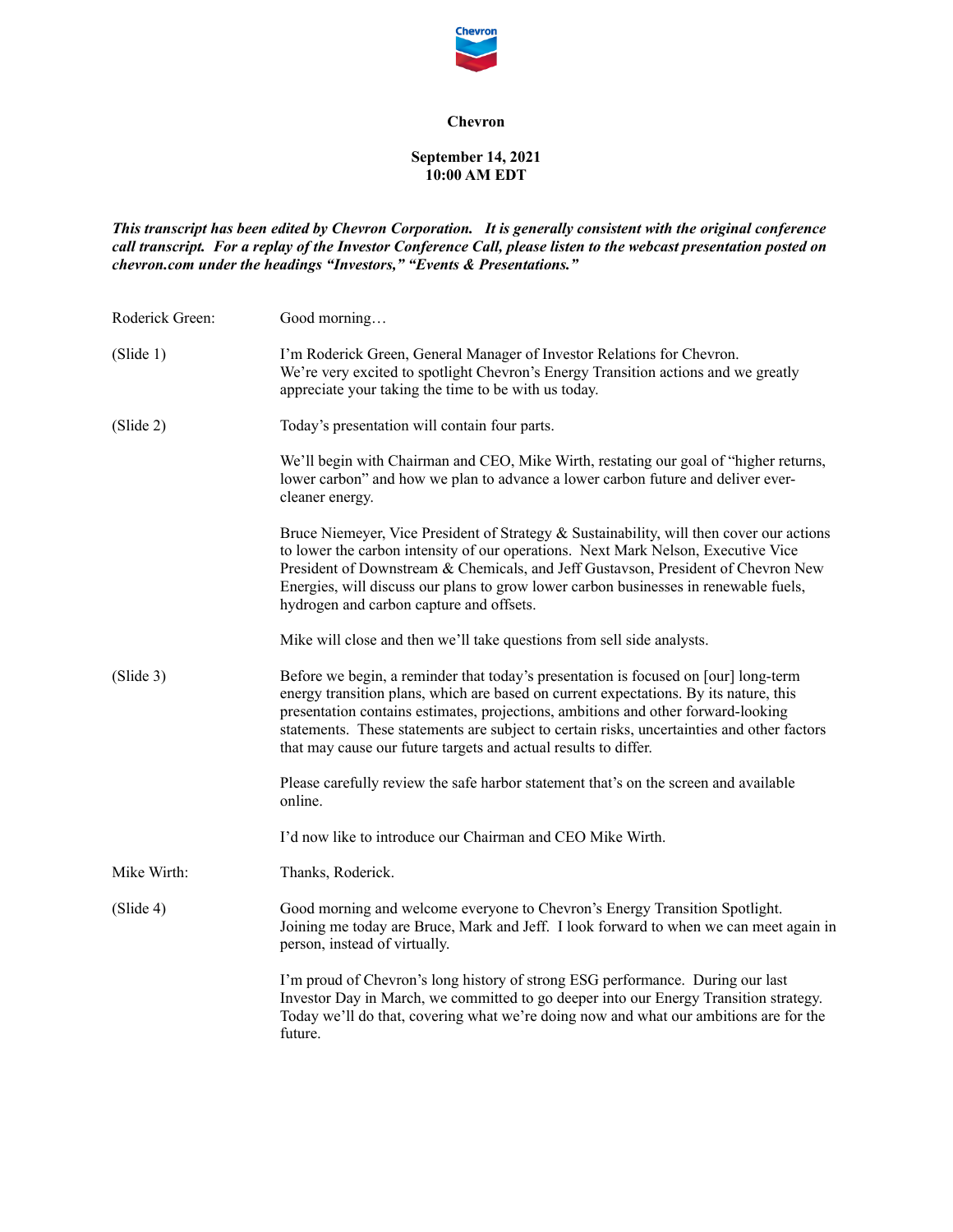**Chevron**

**September 14, 2021**
**10:00 AM EDT**

***This transcript has been edited by Chevron Corporation. It is generally consistent with the original conference call transcript. For a replay of the Investor Conference Call, please listen to the webcast presentation posted on chevron.com under the headings "Investors," "Events & Presentations."***

| | |
|---|---|
| Roderick Green: | Good morning… |
| (Slide 1) | I'm Roderick Green, General Manager of Investor Relations for Chevron. We're very excited to spotlight Chevron's Energy Transition actions and we greatly appreciate your taking the time to be with us today. |
| (Slide 2) | Today's presentation will contain four parts. |
| | We'll begin with Chairman and CEO, Mike Wirth, restating our goal of "higher returns, lower carbon" and how we plan to advance a lower carbon future and deliver ever-cleaner energy. |
| | Bruce Niemeyer, Vice President of Strategy & Sustainability, will then cover our actions to lower the carbon intensity of our operations. Next Mark Nelson, Executive Vice President of Downstream & Chemicals, and Jeff Gustavson, President of Chevron New Energies, will discuss our plans to grow lower carbon businesses in renewable fuels, hydrogen and carbon capture and offsets. |
| | Mike will close and then we'll take questions from sell side analysts. |
| (Slide 3) | Before we begin, a reminder that today's presentation is focused on [our] long-term energy transition plans, which are based on current expectations. By its nature, this presentation contains estimates, projections, ambitions and other forward-looking statements. These statements are subject to certain risks, uncertainties and other factors that may cause our future targets and actual results to differ. |
| | Please carefully review the safe harbor statement that's on the screen and available online. |
| | I'd now like to introduce our Chairman and CEO Mike Wirth. |
| Mike Wirth: | Thanks, Roderick. |
| (Slide 4) | Good morning and welcome everyone to Chevron's Energy Transition Spotlight. Joining me today are Bruce, Mark and Jeff. I look forward to when we can meet again in person, instead of virtually. |
| | I'm proud of Chevron's long history of strong ESG performance. During our last Investor Day in March, we committed to go deeper into our Energy Transition strategy. Today we'll do that, covering what we're doing now and what our ambitions are for the future. |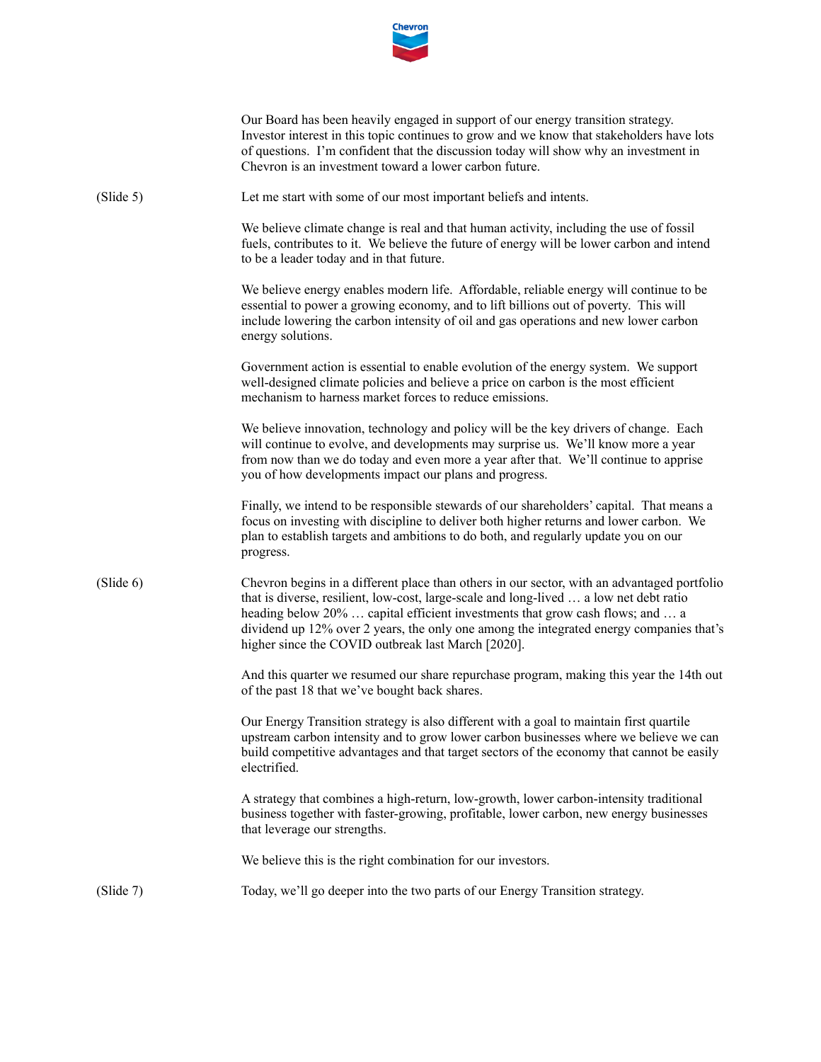Our Board has been heavily engaged in support of our energy transition strategy. Investor interest in this topic continues to grow and we know that stakeholders have lots of questions. I'm confident that the discussion today will show why an investment in Chevron is an investment toward a lower carbon future.

(Slide 5) Let me start with some of our most important beliefs and intents.

We believe climate change is real and that human activity, including the use of fossil fuels, contributes to it. We believe the future of energy will be lower carbon and intend to be a leader today and in that future.

We believe energy enables modern life. Affordable, reliable energy will continue to be essential to power a growing economy, and to lift billions out of poverty. This will include lowering the carbon intensity of oil and gas operations and new lower carbon energy solutions.

Government action is essential to enable evolution of the energy system. We support well-designed climate policies and believe a price on carbon is the most efficient mechanism to harness market forces to reduce emissions.

We believe innovation, technology and policy will be the key drivers of change. Each will continue to evolve, and developments may surprise us. We'll know more a year from now than we do today and even more a year after that. We'll continue to apprise you of how developments impact our plans and progress.

Finally, we intend to be responsible stewards of our shareholders' capital. That means a focus on investing with discipline to deliver both higher returns and lower carbon. We plan to establish targets and ambitions to do both, and regularly update you on our progress.

(Slide 6) Chevron begins in a different place than others in our sector, with an advantaged portfolio that is diverse, resilient, low-cost, large-scale and long-lived … a low net debt ratio heading below 20% … capital efficient investments that grow cash flows; and … a dividend up 12% over 2 years, the only one among the integrated energy companies that's higher since the COVID outbreak last March [2020].

And this quarter we resumed our share repurchase program, making this year the 14th out of the past 18 that we've bought back shares.

Our Energy Transition strategy is also different with a goal to maintain first quartile upstream carbon intensity and to grow lower carbon businesses where we believe we can build competitive advantages and that target sectors of the economy that cannot be easily electrified.

A strategy that combines a high-return, low-growth, lower carbon-intensity traditional business together with faster-growing, profitable, lower carbon, new energy businesses that leverage our strengths.

We believe this is the right combination for our investors.

(Slide 7) Today, we'll go deeper into the two parts of our Energy Transition strategy.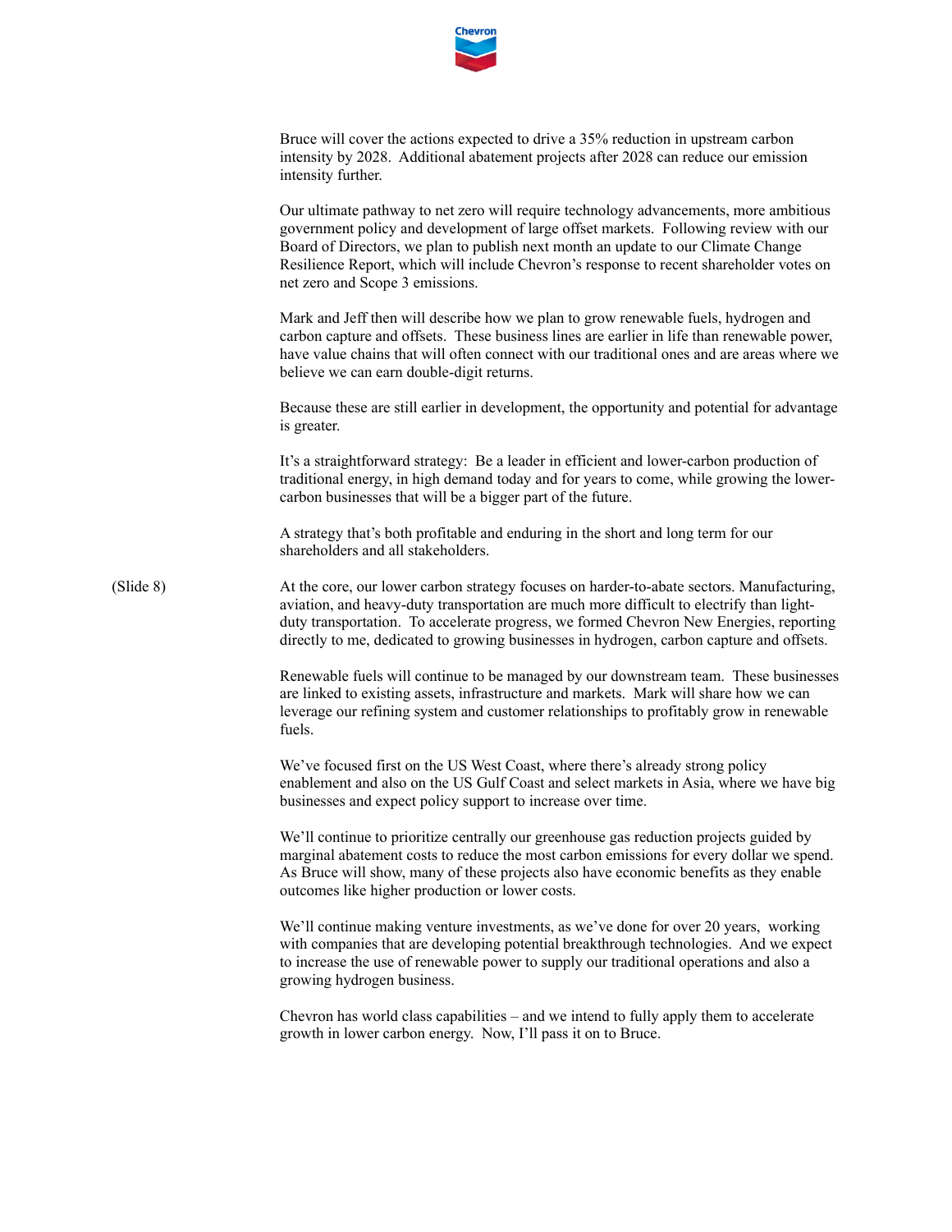Bruce will cover the actions expected to drive a 35% reduction in upstream carbon intensity by 2028. Additional abatement projects after 2028 can reduce our emission intensity further.

Our ultimate pathway to net zero will require technology advancements, more ambitious government policy and development of large offset markets. Following review with our Board of Directors, we plan to publish next month an update to our Climate Change Resilience Report, which will include Chevron's response to recent shareholder votes on net zero and Scope 3 emissions.

Mark and Jeff then will describe how we plan to grow renewable fuels, hydrogen and carbon capture and offsets. These business lines are earlier in life than renewable power, have value chains that will often connect with our traditional ones and are areas where we believe we can earn double-digit returns.

Because these are still earlier in development, the opportunity and potential for advantage is greater.

It's a straightforward strategy: Be a leader in efficient and lower-carbon production of traditional energy, in high demand today and for years to come, while growing the lower-carbon businesses that will be a bigger part of the future.

A strategy that's both profitable and enduring in the short and long term for our shareholders and all stakeholders.

(Slide 8)

At the core, our lower carbon strategy focuses on harder-to-abate sectors. Manufacturing, aviation, and heavy-duty transportation are much more difficult to electrify than light-duty transportation. To accelerate progress, we formed Chevron New Energies, reporting directly to me, dedicated to growing businesses in hydrogen, carbon capture and offsets.

Renewable fuels will continue to be managed by our downstream team. These businesses are linked to existing assets, infrastructure and markets. Mark will share how we can leverage our refining system and customer relationships to profitably grow in renewable fuels.

We've focused first on the US West Coast, where there's already strong policy enablement and also on the US Gulf Coast and select markets in Asia, where we have big businesses and expect policy support to increase over time.

We'll continue to prioritize centrally our greenhouse gas reduction projects guided by marginal abatement costs to reduce the most carbon emissions for every dollar we spend. As Bruce will show, many of these projects also have economic benefits as they enable outcomes like higher production or lower costs.

We'll continue making venture investments, as we've done for over 20 years, working with companies that are developing potential breakthrough technologies. And we expect to increase the use of renewable power to supply our traditional operations and also a growing hydrogen business.

Chevron has world class capabilities – and we intend to fully apply them to accelerate growth in lower carbon energy. Now, I'll pass it on to Bruce.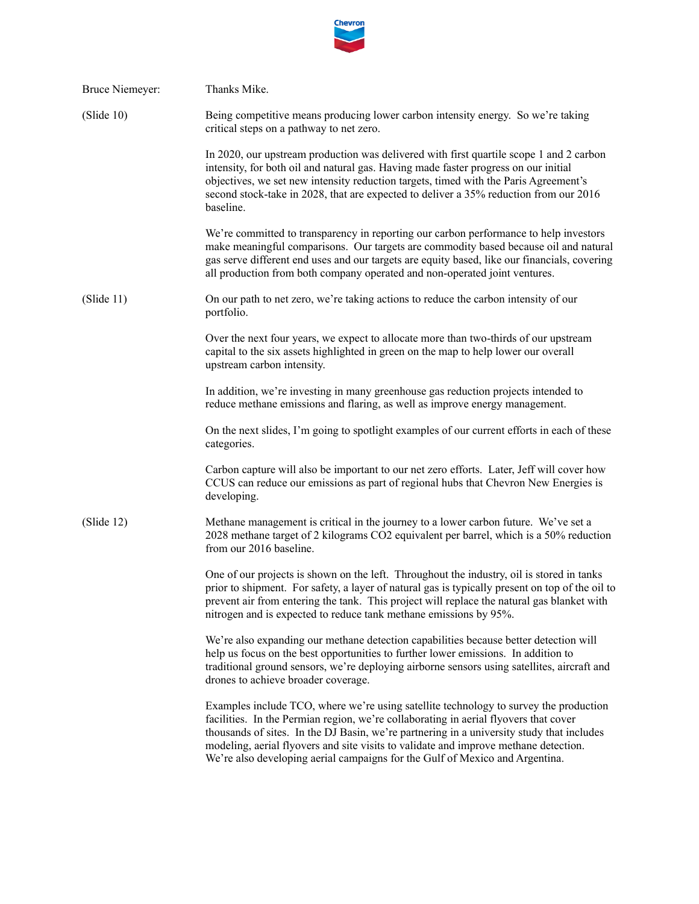Bruce Niemeyer: Thanks Mike.

(Slide 10)

Being competitive means producing lower carbon intensity energy. So we're taking critical steps on a pathway to net zero.

In 2020, our upstream production was delivered with first quartile scope 1 and 2 carbon intensity, for both oil and natural gas. Having made faster progress on our initial objectives, we set new intensity reduction targets, timed with the Paris Agreement's second stock-take in 2028, that are expected to deliver a 35% reduction from our 2016 baseline.

We're committed to transparency in reporting our carbon performance to help investors make meaningful comparisons. Our targets are commodity based because oil and natural gas serve different end uses and our targets are equity based, like our financials, covering all production from both company operated and non-operated joint ventures.

(Slide 11)

On our path to net zero, we're taking actions to reduce the carbon intensity of our portfolio.

Over the next four years, we expect to allocate more than two-thirds of our upstream capital to the six assets highlighted in green on the map to help lower our overall upstream carbon intensity.

In addition, we're investing in many greenhouse gas reduction projects intended to reduce methane emissions and flaring, as well as improve energy management.

On the next slides, I'm going to spotlight examples of our current efforts in each of these categories.

Carbon capture will also be important to our net zero efforts. Later, Jeff will cover how CCUS can reduce our emissions as part of regional hubs that Chevron New Energies is developing.

(Slide 12)

Methane management is critical in the journey to a lower carbon future. We've set a 2028 methane target of 2 kilograms $CO_2$ equivalent per barrel, which is a 50% reduction from our 2016 baseline.

One of our projects is shown on the left. Throughout the industry, oil is stored in tanks prior to shipment. For safety, a layer of natural gas is typically present on top of the oil to prevent air from entering the tank. This project will replace the natural gas blanket with nitrogen and is expected to reduce tank methane emissions by 95%.

We're also expanding our methane detection capabilities because better detection will help us focus on the best opportunities to further lower emissions. In addition to traditional ground sensors, we're deploying airborne sensors using satellites, aircraft and drones to achieve broader coverage.

Examples include TCO, where we're using satellite technology to survey the production facilities. In the Permian region, we're collaborating in aerial flyovers that cover thousands of sites. In the DJ Basin, we're partnering in a university study that includes modeling, aerial flyovers and site visits to validate and improve methane detection. We're also developing aerial campaigns for the Gulf of Mexico and Argentina.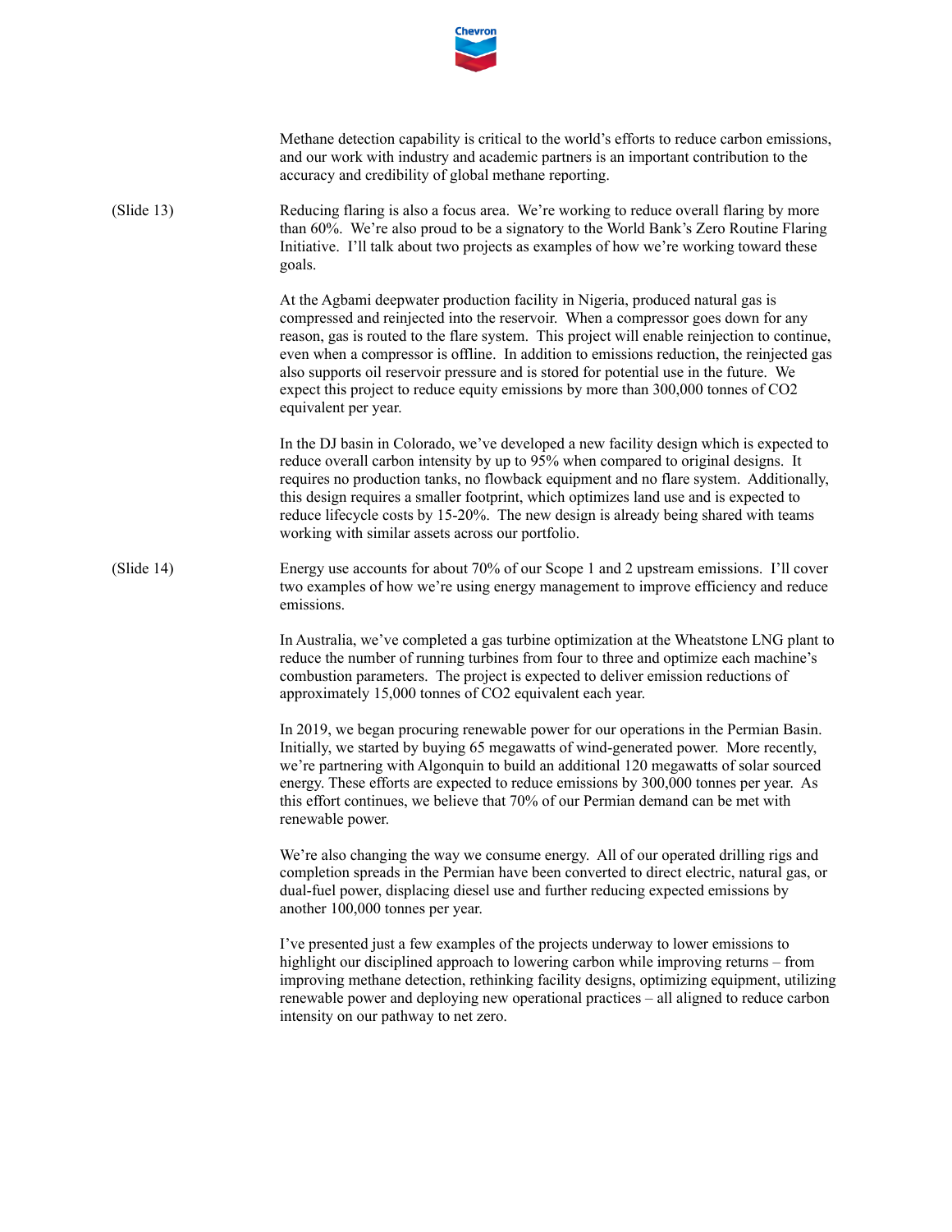Methane detection capability is critical to the world's efforts to reduce carbon emissions, and our work with industry and academic partners is an important contribution to the accuracy and credibility of global methane reporting.

(Slide 13) Reducing flaring is also a focus area. We're working to reduce overall flaring by more than 60%. We're also proud to be a signatory to the World Bank's Zero Routine Flaring Initiative. I'll talk about two projects as examples of how we're working toward these goals.

At the Agbami deepwater production facility in Nigeria, produced natural gas is compressed and reinjected into the reservoir. When a compressor goes down for any reason, gas is routed to the flare system. This project will enable reinjection to continue, even when a compressor is offline. In addition to emissions reduction, the reinjected gas also supports oil reservoir pressure and is stored for potential use in the future. We expect this project to reduce equity emissions by more than 300,000 tonnes of $CO_2$ equivalent per year.

In the DJ basin in Colorado, we've developed a new facility design which is expected to reduce overall carbon intensity by up to 95% when compared to original designs. It requires no production tanks, no flowback equipment and no flare system. Additionally, this design requires a smaller footprint, which optimizes land use and is expected to reduce lifecycle costs by 15-20%. The new design is already being shared with teams working with similar assets across our portfolio.

(Slide 14) Energy use accounts for about 70% of our Scope 1 and 2 upstream emissions. I'll cover two examples of how we're using energy management to improve efficiency and reduce emissions.

In Australia, we've completed a gas turbine optimization at the Wheatstone LNG plant to reduce the number of running turbines from four to three and optimize each machine's combustion parameters. The project is expected to deliver emission reductions of approximately 15,000 tonnes of $CO_2$ equivalent each year.

In 2019, we began procuring renewable power for our operations in the Permian Basin. Initially, we started by buying 65 megawatts of wind-generated power. More recently, we're partnering with Algonquin to build an additional 120 megawatts of solar sourced energy. These efforts are expected to reduce emissions by 300,000 tonnes per year. As this effort continues, we believe that 70% of our Permian demand can be met with renewable power.

We're also changing the way we consume energy. All of our operated drilling rigs and completion spreads in the Permian have been converted to direct electric, natural gas, or dual-fuel power, displacing diesel use and further reducing expected emissions by another 100,000 tonnes per year.

I've presented just a few examples of the projects underway to lower emissions to highlight our disciplined approach to lowering carbon while improving returns – from improving methane detection, rethinking facility designs, optimizing equipment, utilizing renewable power and deploying new operational practices – all aligned to reduce carbon intensity on our pathway to net zero.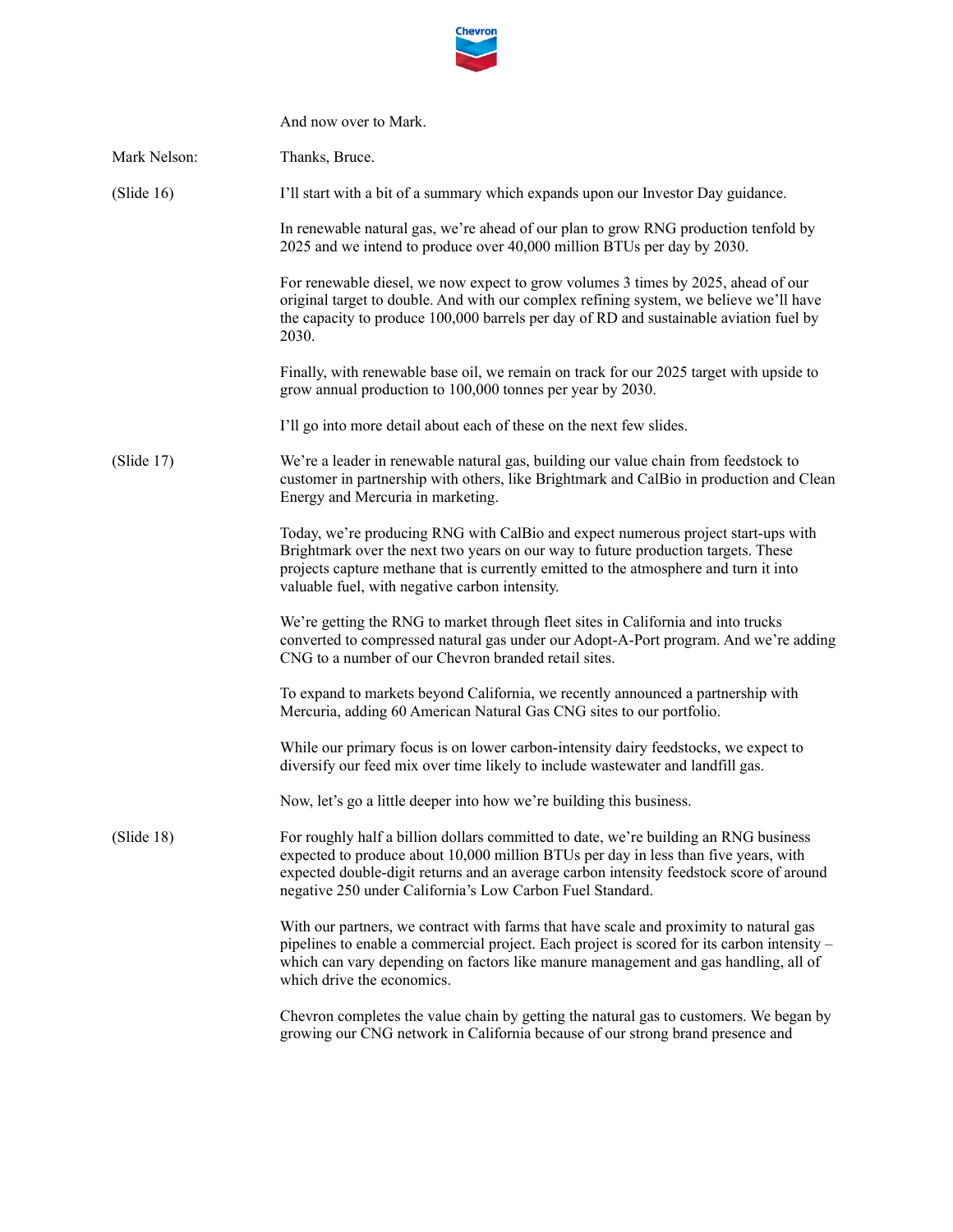And now over to Mark.

Mark Nelson: Thanks, Bruce.

(Slide 16) I'll start with a bit of a summary which expands upon our Investor Day guidance.

In renewable natural gas, we're ahead of our plan to grow RNG production tenfold by 2025 and we intend to produce over 40,000 million BTUs per day by 2030.

For renewable diesel, we now expect to grow volumes 3 times by 2025, ahead of our original target to double. And with our complex refining system, we believe we'll have the capacity to produce 100,000 barrels per day of RD and sustainable aviation fuel by 2030.

Finally, with renewable base oil, we remain on track for our 2025 target with upside to grow annual production to 100,000 tonnes per year by 2030.

I'll go into more detail about each of these on the next few slides.

(Slide 17) We're a leader in renewable natural gas, building our value chain from feedstock to customer in partnership with others, like Brightmark and CalBio in production and Clean Energy and Mercuria in marketing.

Today, we're producing RNG with CalBio and expect numerous project start-ups with Brightmark over the next two years on our way to future production targets. These projects capture methane that is currently emitted to the atmosphere and turn it into valuable fuel, with negative carbon intensity.

We're getting the RNG to market through fleet sites in California and into trucks converted to compressed natural gas under our Adopt-A-Port program. And we're adding CNG to a number of our Chevron branded retail sites.

To expand to markets beyond California, we recently announced a partnership with Mercuria, adding 60 American Natural Gas CNG sites to our portfolio.

While our primary focus is on lower carbon-intensity dairy feedstocks, we expect to diversify our feed mix over time likely to include wastewater and landfill gas.

Now, let's go a little deeper into how we're building this business.

(Slide 18) For roughly half a billion dollars committed to date, we're building an RNG business expected to produce about 10,000 million BTUs per day in less than five years, with expected double-digit returns and an average carbon intensity feedstock score of around negative 250 under California's Low Carbon Fuel Standard.

With our partners, we contract with farms that have scale and proximity to natural gas pipelines to enable a commercial project. Each project is scored for its carbon intensity – which can vary depending on factors like manure management and gas handling, all of which drive the economics.

Chevron completes the value chain by getting the natural gas to customers. We began by growing our CNG network in California because of our strong brand presence and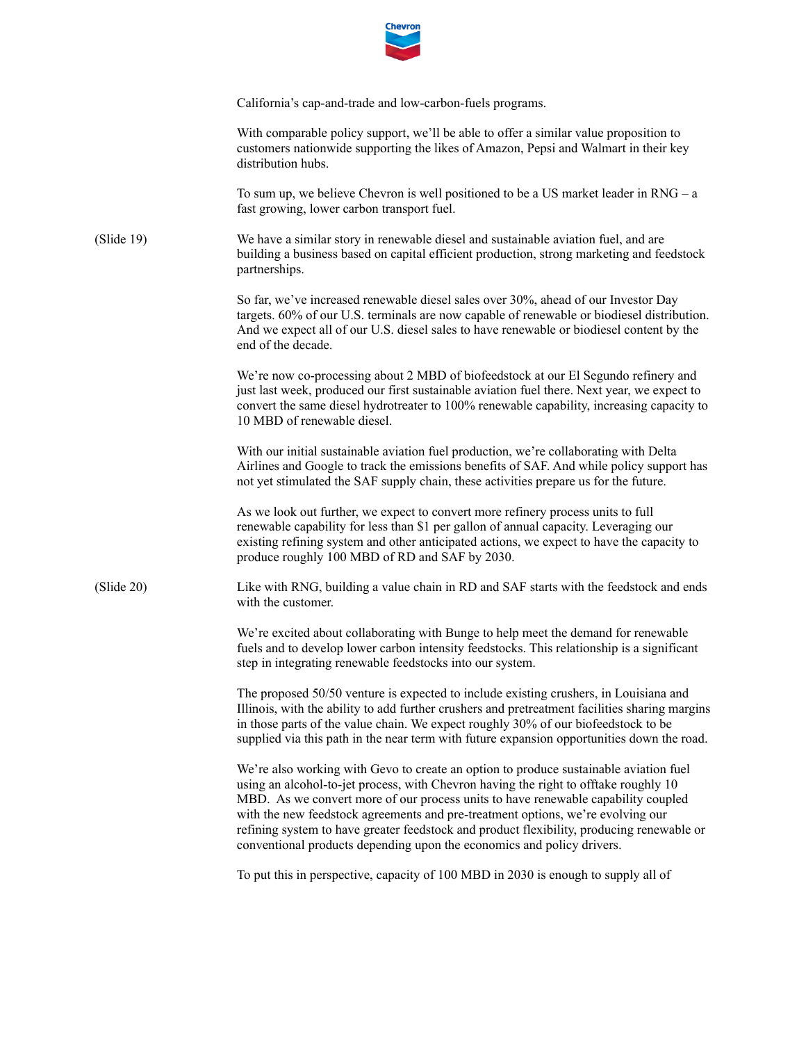California's cap-and-trade and low-carbon-fuels programs.

With comparable policy support, we'll be able to offer a similar value proposition to customers nationwide supporting the likes of Amazon, Pepsi and Walmart in their key distribution hubs.

To sum up, we believe Chevron is well positioned to be a US market leader in RNG – a fast growing, lower carbon transport fuel.

(Slide 19)

We have a similar story in renewable diesel and sustainable aviation fuel, and are building a business based on capital efficient production, strong marketing and feedstock partnerships.

So far, we've increased renewable diesel sales over 30%, ahead of our Investor Day targets. 60% of our U.S. terminals are now capable of renewable or biodiesel distribution. And we expect all of our U.S. diesel sales to have renewable or biodiesel content by the end of the decade.

We're now co-processing about 2 MBD of biofeedstock at our El Segundo refinery and just last week, produced our first sustainable aviation fuel there. Next year, we expect to convert the same diesel hydrotreater to 100% renewable capability, increasing capacity to 10 MBD of renewable diesel.

With our initial sustainable aviation fuel production, we're collaborating with Delta Airlines and Google to track the emissions benefits of SAF. And while policy support has not yet stimulated the SAF supply chain, these activities prepare us for the future.

As we look out further, we expect to convert more refinery process units to full renewable capability for less than $1 per gallon of annual capacity. Leveraging our existing refining system and other anticipated actions, we expect to have the capacity to produce roughly 100 MBD of RD and SAF by 2030.

(Slide 20)

Like with RNG, building a value chain in RD and SAF starts with the feedstock and ends with the customer.

We're excited about collaborating with Bunge to help meet the demand for renewable fuels and to develop lower carbon intensity feedstocks. This relationship is a significant step in integrating renewable feedstocks into our system.

The proposed 50/50 venture is expected to include existing crushers, in Louisiana and Illinois, with the ability to add further crushers and pretreatment facilities sharing margins in those parts of the value chain. We expect roughly 30% of our biofeedstock to be supplied via this path in the near term with future expansion opportunities down the road.

We're also working with Gevo to create an option to produce sustainable aviation fuel using an alcohol-to-jet process, with Chevron having the right to offtake roughly 10 MBD. As we convert more of our process units to have renewable capability coupled with the new feedstock agreements and pre-treatment options, we're evolving our refining system to have greater feedstock and product flexibility, producing renewable or conventional products depending upon the economics and policy drivers.

To put this in perspective, capacity of 100 MBD in 2030 is enough to supply all of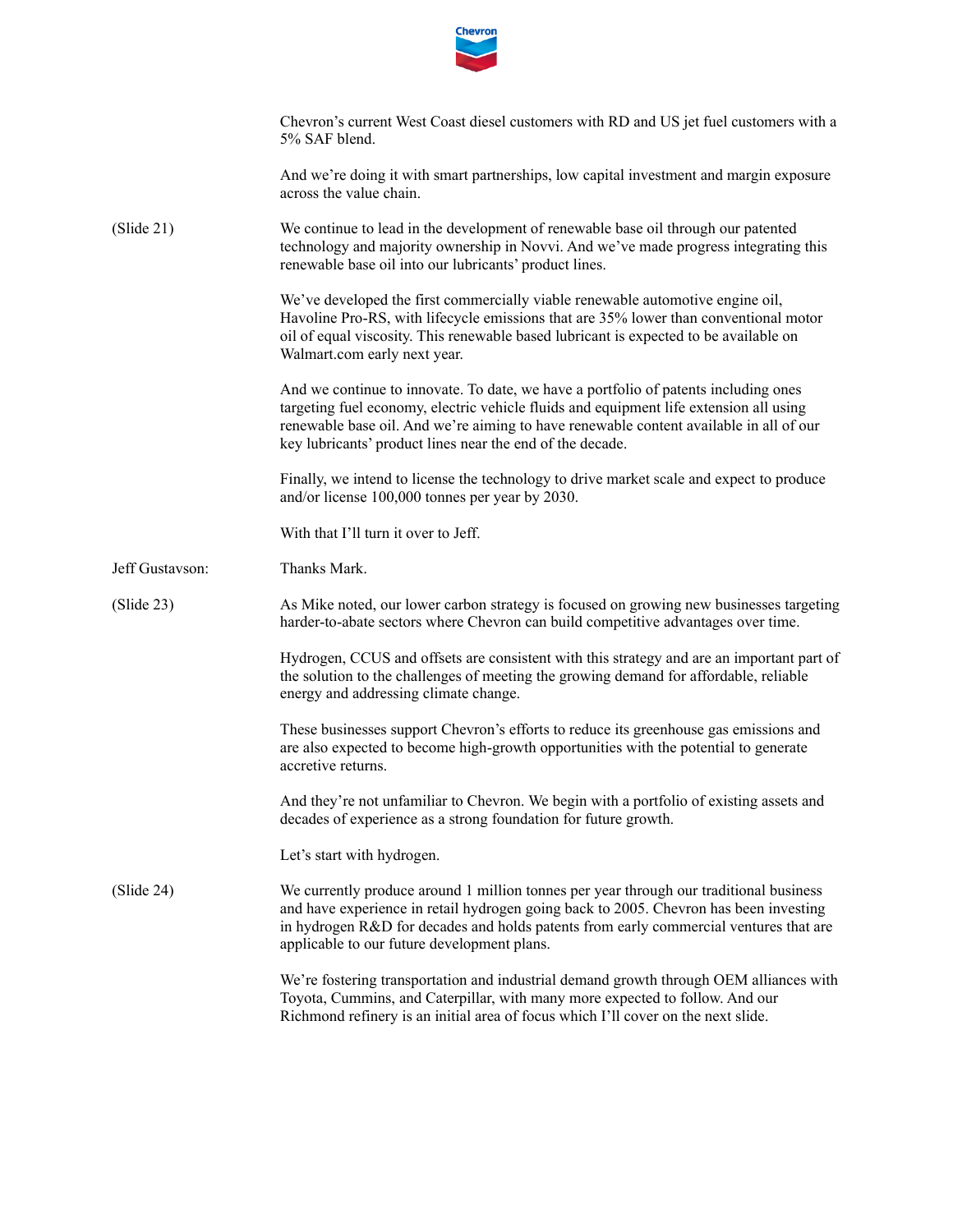Chevron's current West Coast diesel customers with RD and US jet fuel customers with a 5% SAF blend.

And we're doing it with smart partnerships, low capital investment and margin exposure across the value chain.

(Slide 21) We continue to lead in the development of renewable base oil through our patented technology and majority ownership in Novvi. And we've made progress integrating this renewable base oil into our lubricants' product lines.

We've developed the first commercially viable renewable automotive engine oil, Havoline Pro-RS, with lifecycle emissions that are 35% lower than conventional motor oil of equal viscosity. This renewable based lubricant is expected to be available on Walmart.com early next year.

And we continue to innovate. To date, we have a portfolio of patents including ones targeting fuel economy, electric vehicle fluids and equipment life extension all using renewable base oil. And we're aiming to have renewable content available in all of our key lubricants' product lines near the end of the decade.

Finally, we intend to license the technology to drive market scale and expect to produce and/or license 100,000 tonnes per year by 2030.

With that I'll turn it over to Jeff.

Jeff Gustavson: Thanks Mark.

(Slide 23) As Mike noted, our lower carbon strategy is focused on growing new businesses targeting harder-to-abate sectors where Chevron can build competitive advantages over time.

Hydrogen, CCUS and offsets are consistent with this strategy and are an important part of the solution to the challenges of meeting the growing demand for affordable, reliable energy and addressing climate change.

These businesses support Chevron's efforts to reduce its greenhouse gas emissions and are also expected to become high-growth opportunities with the potential to generate accretive returns.

And they're not unfamiliar to Chevron. We begin with a portfolio of existing assets and decades of experience as a strong foundation for future growth.

Let's start with hydrogen.

(Slide 24) We currently produce around 1 million tonnes per year through our traditional business and have experience in retail hydrogen going back to 2005. Chevron has been investing in hydrogen R&D for decades and holds patents from early commercial ventures that are applicable to our future development plans.

We're fostering transportation and industrial demand growth through OEM alliances with Toyota, Cummins, and Caterpillar, with many more expected to follow. And our Richmond refinery is an initial area of focus which I'll cover on the next slide.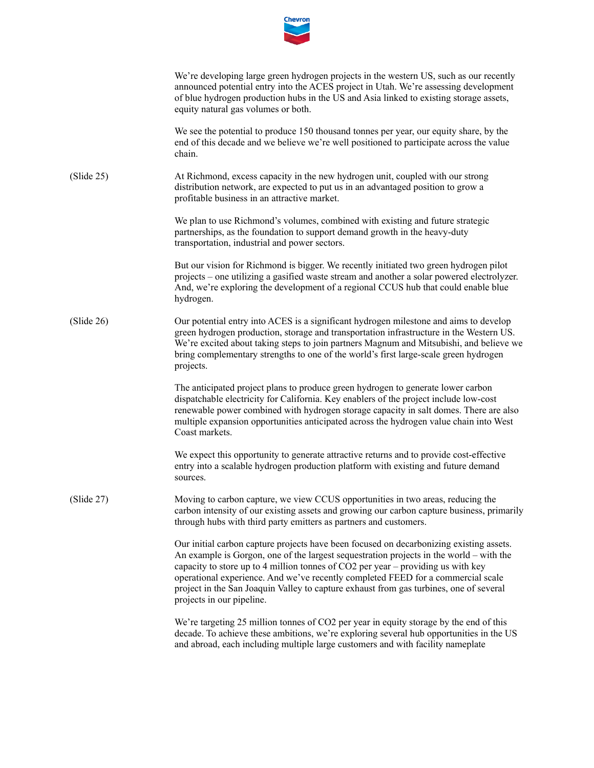We're developing large green hydrogen projects in the western US, such as our recently announced potential entry into the ACES project in Utah. We're assessing development of blue hydrogen production hubs in the US and Asia linked to existing storage assets, equity natural gas volumes or both.

We see the potential to produce 150 thousand tonnes per year, our equity share, by the end of this decade and we believe we're well positioned to participate across the value chain.

(Slide 25)

At Richmond, excess capacity in the new hydrogen unit, coupled with our strong distribution network, are expected to put us in an advantaged position to grow a profitable business in an attractive market.

We plan to use Richmond's volumes, combined with existing and future strategic partnerships, as the foundation to support demand growth in the heavy-duty transportation, industrial and power sectors.

But our vision for Richmond is bigger. We recently initiated two green hydrogen pilot projects – one utilizing a gasified waste stream and another a solar powered electrolyzer. And, we're exploring the development of a regional CCUS hub that could enable blue hydrogen.

(Slide 26)

Our potential entry into ACES is a significant hydrogen milestone and aims to develop green hydrogen production, storage and transportation infrastructure in the Western US. We're excited about taking steps to join partners Magnum and Mitsubishi, and believe we bring complementary strengths to one of the world's first large-scale green hydrogen projects.

The anticipated project plans to produce green hydrogen to generate lower carbon dispatchable electricity for California. Key enablers of the project include low-cost renewable power combined with hydrogen storage capacity in salt domes. There are also multiple expansion opportunities anticipated across the hydrogen value chain into West Coast markets.

We expect this opportunity to generate attractive returns and to provide cost-effective entry into a scalable hydrogen production platform with existing and future demand sources.

(Slide 27)

Moving to carbon capture, we view CCUS opportunities in two areas, reducing the carbon intensity of our existing assets and growing our carbon capture business, primarily through hubs with third party emitters as partners and customers.

Our initial carbon capture projects have been focused on decarbonizing existing assets. An example is Gorgon, one of the largest sequestration projects in the world – with the capacity to store up to 4 million tonnes of $CO_2$ per year – providing us with key operational experience. And we've recently completed FEED for a commercial scale project in the San Joaquin Valley to capture exhaust from gas turbines, one of several projects in our pipeline.

We're targeting 25 million tonnes of $CO_2$ per year in equity storage by the end of this decade. To achieve these ambitions, we're exploring several hub opportunities in the US and abroad, each including multiple large customers and with facility nameplate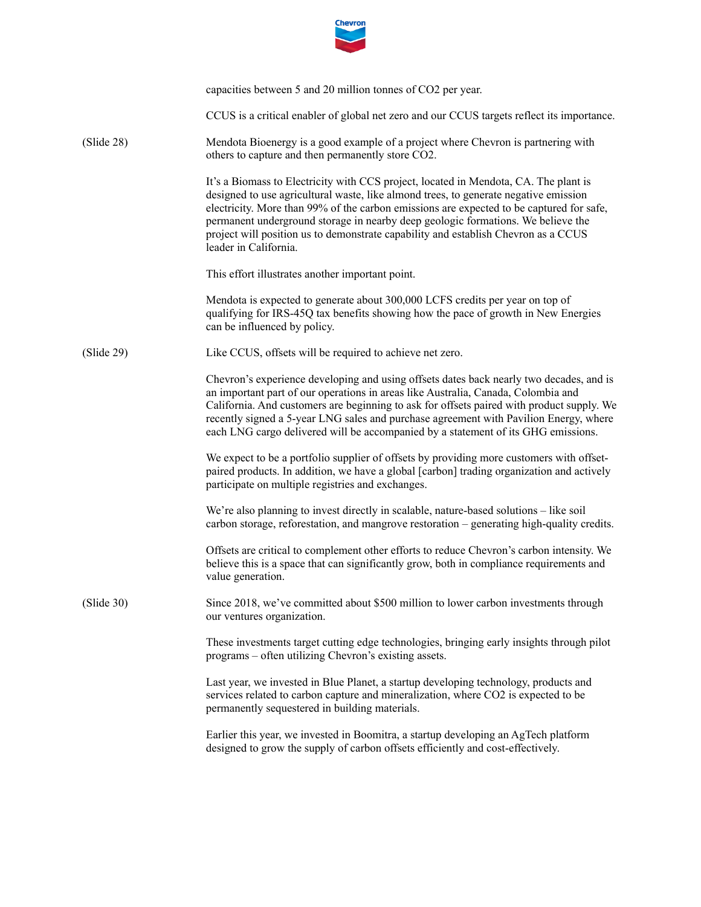capacities between 5 and 20 million tonnes of $CO_2$ per year.

CCUS is a critical enabler of global net zero and our CCUS targets reflect its importance.

(Slide 28)

Mendota Bioenergy is a good example of a project where Chevron is partnering with others to capture and then permanently store $CO_2$.

It's a Biomass to Electricity with CCS project, located in Mendota, CA. The plant is designed to use agricultural waste, like almond trees, to generate negative emission electricity. More than 99% of the carbon emissions are expected to be captured for safe, permanent underground storage in nearby deep geologic formations. We believe the project will position us to demonstrate capability and establish Chevron as a CCUS leader in California.

This effort illustrates another important point.

Mendota is expected to generate about 300,000 LCFS credits per year on top of qualifying for IRS-45Q tax benefits showing how the pace of growth in New Energies can be influenced by policy.

(Slide 29)

Like CCUS, offsets will be required to achieve net zero.

Chevron's experience developing and using offsets dates back nearly two decades, and is an important part of our operations in areas like Australia, Canada, Colombia and California. And customers are beginning to ask for offsets paired with product supply. We recently signed a 5-year LNG sales and purchase agreement with Pavilion Energy, where each LNG cargo delivered will be accompanied by a statement of its GHG emissions.

We expect to be a portfolio supplier of offsets by providing more customers with offset-paired products. In addition, we have a global [carbon] trading organization and actively participate on multiple registries and exchanges.

We're also planning to invest directly in scalable, nature-based solutions – like soil carbon storage, reforestation, and mangrove restoration – generating high-quality credits.

Offsets are critical to complement other efforts to reduce Chevron's carbon intensity. We believe this is a space that can significantly grow, both in compliance requirements and value generation.

(Slide 30)

Since 2018, we've committed about $500 million to lower carbon investments through our ventures organization.

These investments target cutting edge technologies, bringing early insights through pilot programs – often utilizing Chevron's existing assets.

Last year, we invested in Blue Planet, a startup developing technology, products and services related to carbon capture and mineralization, where $CO_2$ is expected to be permanently sequestered in building materials.

Earlier this year, we invested in Boomitra, a startup developing an AgTech platform designed to grow the supply of carbon offsets efficiently and cost-effectively.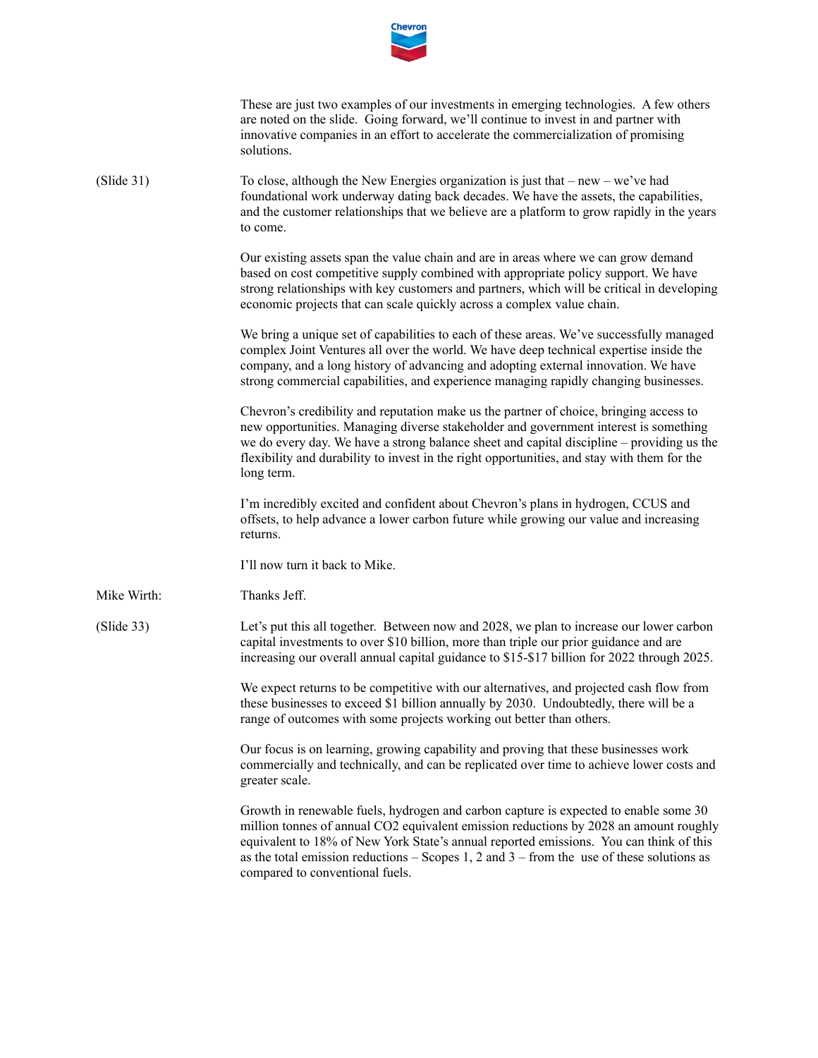These are just two examples of our investments in emerging technologies. A few others are noted on the slide. Going forward, we'll continue to invest in and partner with innovative companies in an effort to accelerate the commercialization of promising solutions.

(Slide 31) To close, although the New Energies organization is just that – new – we've had foundational work underway dating back decades. We have the assets, the capabilities, and the customer relationships that we believe are a platform to grow rapidly in the years to come.

Our existing assets span the value chain and are in areas where we can grow demand based on cost competitive supply combined with appropriate policy support. We have strong relationships with key customers and partners, which will be critical in developing economic projects that can scale quickly across a complex value chain.

We bring a unique set of capabilities to each of these areas. We've successfully managed complex Joint Ventures all over the world. We have deep technical expertise inside the company, and a long history of advancing and adopting external innovation. We have strong commercial capabilities, and experience managing rapidly changing businesses.

Chevron's credibility and reputation make us the partner of choice, bringing access to new opportunities. Managing diverse stakeholder and government interest is something we do every day. We have a strong balance sheet and capital discipline – providing us the flexibility and durability to invest in the right opportunities, and stay with them for the long term.

I'm incredibly excited and confident about Chevron's plans in hydrogen, CCUS and offsets, to help advance a lower carbon future while growing our value and increasing returns.

I'll now turn it back to Mike.

Mike Wirth: Thanks Jeff.

(Slide 33) Let's put this all together. Between now and 2028, we plan to increase our lower carbon capital investments to over $10 billion, more than triple our prior guidance and are increasing our overall annual capital guidance to $15-$17 billion for 2022 through 2025.

We expect returns to be competitive with our alternatives, and projected cash flow from these businesses to exceed $1 billion annually by 2030. Undoubtedly, there will be a range of outcomes with some projects working out better than others.

Our focus is on learning, growing capability and proving that these businesses work commercially and technically, and can be replicated over time to achieve lower costs and greater scale.

Growth in renewable fuels, hydrogen and carbon capture is expected to enable some 30 million tonnes of annual $CO_2$ equivalent emission reductions by 2028 an amount roughly equivalent to 18% of New York State's annual reported emissions. You can think of this as the total emission reductions – Scopes 1, 2 and 3 – from the use of these solutions as compared to conventional fuels.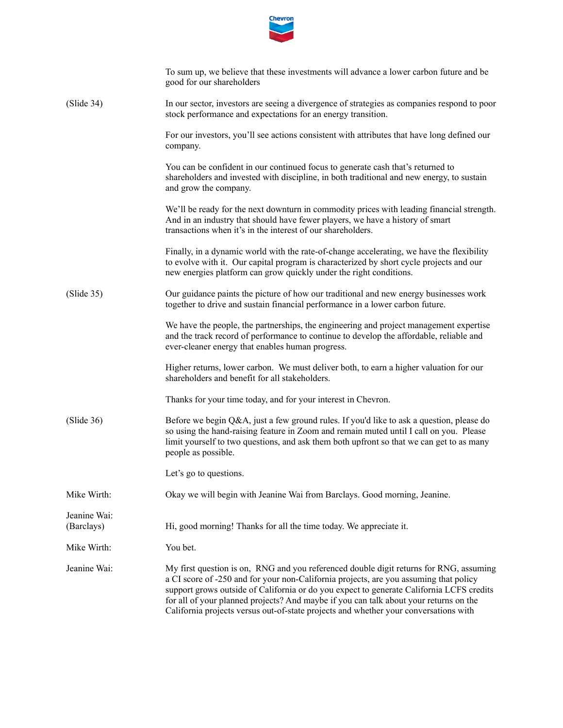To sum up, we believe that these investments will advance a lower carbon future and be good for our shareholders

(Slide 34) In our sector, investors are seeing a divergence of strategies as companies respond to poor stock performance and expectations for an energy transition.

For our investors, you'll see actions consistent with attributes that have long defined our company.

You can be confident in our continued focus to generate cash that's returned to shareholders and invested with discipline, in both traditional and new energy, to sustain and grow the company.

We'll be ready for the next downturn in commodity prices with leading financial strength. And in an industry that should have fewer players, we have a history of smart transactions when it's in the interest of our shareholders.

Finally, in a dynamic world with the rate-of-change accelerating, we have the flexibility to evolve with it. Our capital program is characterized by short cycle projects and our new energies platform can grow quickly under the right conditions.

(Slide 35) Our guidance paints the picture of how our traditional and new energy businesses work together to drive and sustain financial performance in a lower carbon future.

We have the people, the partnerships, the engineering and project management expertise and the track record of performance to continue to develop the affordable, reliable and ever-cleaner energy that enables human progress.

Higher returns, lower carbon. We must deliver both, to earn a higher valuation for our shareholders and benefit for all stakeholders.

Thanks for your time today, and for your interest in Chevron.

(Slide 36) Before we begin Q&A, just a few ground rules. If you'd like to ask a question, please do so using the hand-raising feature in Zoom and remain muted until I call on you. Please limit yourself to two questions, and ask them both upfront so that we can get to as many people as possible.

Let's go to questions.

**Mike Wirth:** Okay we will begin with Jeanine Wai from Barclays. Good morning, Jeanine.

**Jeanine Wai: (Barclays)** Hi, good morning! Thanks for all the time today. We appreciate it.

**Mike Wirth:** You bet.

**Jeanine Wai:** My first question is on, RNG and you referenced double digit returns for RNG, assuming a CI score of -250 and for your non-California projects, are you assuming that policy support grows outside of California or do you expect to generate California LCFS credits for all of your planned projects? And maybe if you can talk about your returns on the California projects versus out-of-state projects and whether your conversations with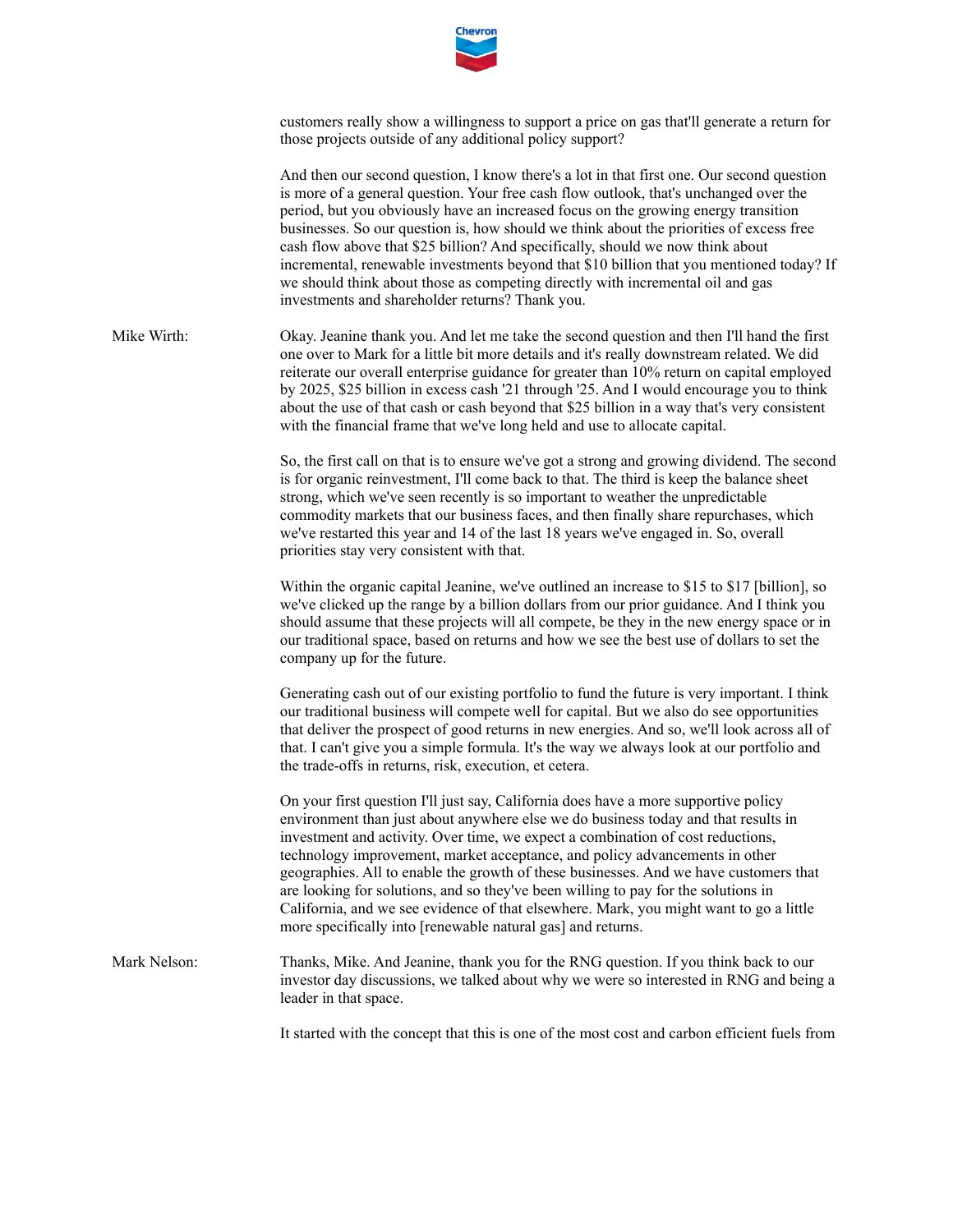customers really show a willingness to support a price on gas that'll generate a return for those projects outside of any additional policy support?

And then our second question, I know there's a lot in that first one. Our second question is more of a general question. Your free cash flow outlook, that's unchanged over the period, but you obviously have an increased focus on the growing energy transition businesses. So our question is, how should we think about the priorities of excess free cash flow above that $25 billion? And specifically, should we now think about incremental, renewable investments beyond that $10 billion that you mentioned today? If we should think about those as competing directly with incremental oil and gas investments and shareholder returns? Thank you.

Mike Wirth: Okay. Jeanine thank you. And let me take the second question and then I'll hand the first one over to Mark for a little bit more details and it's really downstream related. We did reiterate our overall enterprise guidance for greater than 10% return on capital employed by 2025, $25 billion in excess cash '21 through '25. And I would encourage you to think about the use of that cash or cash beyond that $25 billion in a way that's very consistent with the financial frame that we've long held and use to allocate capital.

So, the first call on that is to ensure we've got a strong and growing dividend. The second is for organic reinvestment, I'll come back to that. The third is keep the balance sheet strong, which we've seen recently is so important to weather the unpredictable commodity markets that our business faces, and then finally share repurchases, which we've restarted this year and 14 of the last 18 years we've engaged in. So, overall priorities stay very consistent with that.

Within the organic capital Jeanine, we've outlined an increase to $15 to $17 [billion], so we've clicked up the range by a billion dollars from our prior guidance. And I think you should assume that these projects will all compete, be they in the new energy space or in our traditional space, based on returns and how we see the best use of dollars to set the company up for the future.

Generating cash out of our existing portfolio to fund the future is very important. I think our traditional business will compete well for capital. But we also do see opportunities that deliver the prospect of good returns in new energies. And so, we'll look across all of that. I can't give you a simple formula. It's the way we always look at our portfolio and the trade-offs in returns, risk, execution, et cetera.

On your first question I'll just say, California does have a more supportive policy environment than just about anywhere else we do business today and that results in investment and activity. Over time, we expect a combination of cost reductions, technology improvement, market acceptance, and policy advancements in other geographies. All to enable the growth of these businesses. And we have customers that are looking for solutions, and so they've been willing to pay for the solutions in California, and we see evidence of that elsewhere. Mark, you might want to go a little more specifically into [renewable natural gas] and returns.

Mark Nelson: Thanks, Mike. And Jeanine, thank you for the RNG question. If you think back to our investor day discussions, we talked about why we were so interested in RNG and being a leader in that space.

It started with the concept that this is one of the most cost and carbon efficient fuels from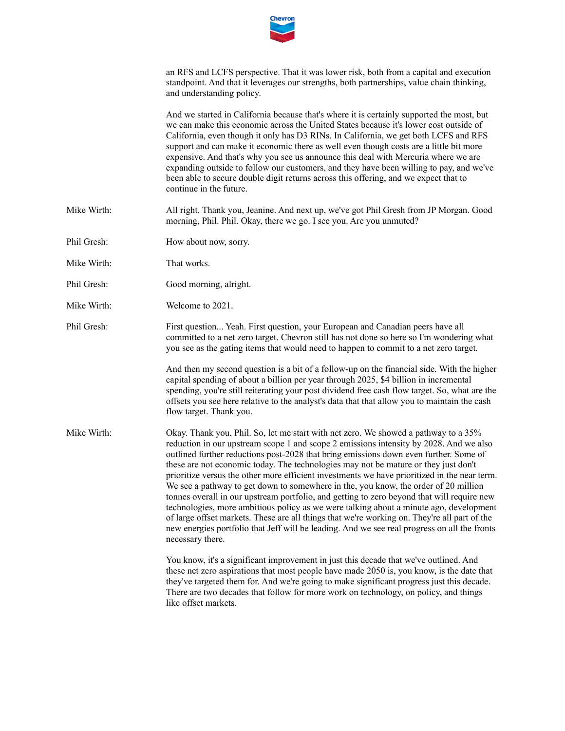an RFS and LCFS perspective. That it was lower risk, both from a capital and execution standpoint. And that it leverages our strengths, both partnerships, value chain thinking, and understanding policy.

And we started in California because that's where it is certainly supported the most, but we can make this economic across the United States because it's lower cost outside of California, even though it only has D3 RINs. In California, we get both LCFS and RFS support and can make it economic there as well even though costs are a little bit more expensive. And that's why you see us announce this deal with Mercuria where we are expanding outside to follow our customers, and they have been willing to pay, and we've been able to secure double digit returns across this offering, and we expect that to continue in the future.

Mike Wirth: All right. Thank you, Jeanine. And next up, we've got Phil Gresh from JP Morgan. Good morning, Phil. Phil. Okay, there we go. I see you. Are you unmuted?

Phil Gresh: How about now, sorry.

Mike Wirth: That works.

Phil Gresh: Good morning, alright.

Mike Wirth: Welcome to 2021.

Phil Gresh: First question... Yeah. First question, your European and Canadian peers have all committed to a net zero target. Chevron still has not done so here so I'm wondering what you see as the gating items that would need to happen to commit to a net zero target.

And then my second question is a bit of a follow-up on the financial side. With the higher capital spending of about a billion per year through 2025, $4 billion in incremental spending, you're still reiterating your post dividend free cash flow target. So, what are the offsets you see here relative to the analyst's data that that allow you to maintain the cash flow target. Thank you.

Mike Wirth: Okay. Thank you, Phil. So, let me start with net zero. We showed a pathway to a 35% reduction in our upstream scope 1 and scope 2 emissions intensity by 2028. And we also outlined further reductions post-2028 that bring emissions down even further. Some of these are not economic today. The technologies may not be mature or they just don't prioritize versus the other more efficient investments we have prioritized in the near term. We see a pathway to get down to somewhere in the, you know, the order of 20 million tonnes overall in our upstream portfolio, and getting to zero beyond that will require new technologies, more ambitious policy as we were talking about a minute ago, development of large offset markets. These are all things that we're working on. They're all part of the new energies portfolio that Jeff will be leading. And we see real progress on all the fronts necessary there.

You know, it's a significant improvement in just this decade that we've outlined. And these net zero aspirations that most people have made 2050 is, you know, is the date that they've targeted them for. And we're going to make significant progress just this decade. There are two decades that follow for more work on technology, on policy, and things like offset markets.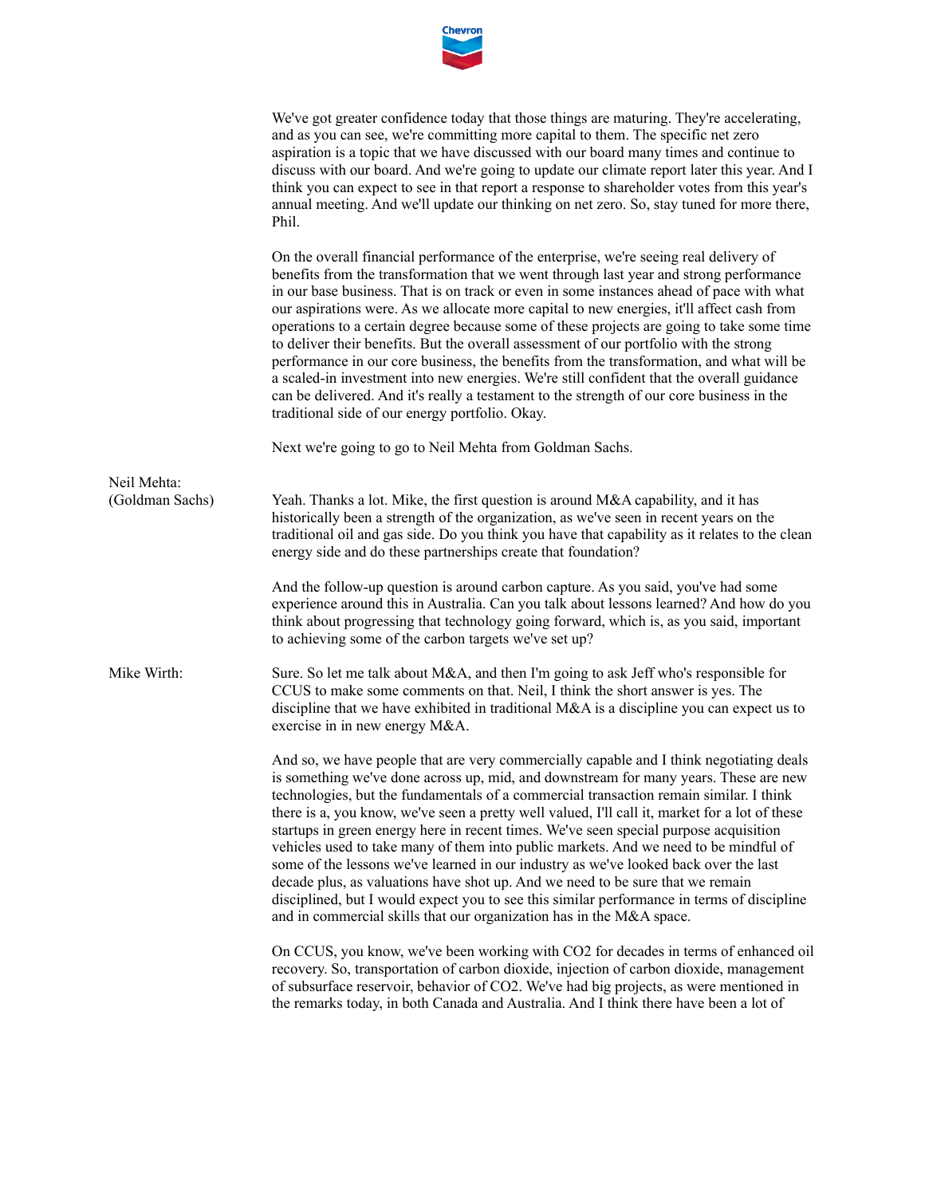We've got greater confidence today that those things are maturing. They're accelerating, and as you can see, we're committing more capital to them. The specific net zero aspiration is a topic that we have discussed with our board many times and continue to discuss with our board. And we're going to update our climate report later this year. And I think you can expect to see in that report a response to shareholder votes from this year's annual meeting. And we'll update our thinking on net zero. So, stay tuned for more there, Phil.

On the overall financial performance of the enterprise, we're seeing real delivery of benefits from the transformation that we went through last year and strong performance in our base business. That is on track or even in some instances ahead of pace with what our aspirations were. As we allocate more capital to new energies, it'll affect cash from operations to a certain degree because some of these projects are going to take some time to deliver their benefits. But the overall assessment of our portfolio with the strong performance in our core business, the benefits from the transformation, and what will be a scaled-in investment into new energies. We're still confident that the overall guidance can be delivered. And it's really a testament to the strength of our core business in the traditional side of our energy portfolio. Okay.

Next we're going to go to Neil Mehta from Goldman Sachs.

**Neil Mehta: (Goldman Sachs)**

Yeah. Thanks a lot. Mike, the first question is around M&A capability, and it has historically been a strength of the organization, as we've seen in recent years on the traditional oil and gas side. Do you think you have that capability as it relates to the clean energy side and do these partnerships create that foundation?

And the follow-up question is around carbon capture. As you said, you've had some experience around this in Australia. Can you talk about lessons learned? And how do you think about progressing that technology going forward, which is, as you said, important to achieving some of the carbon targets we've set up?

**Mike Wirth:**

Sure. So let me talk about M&A, and then I'm going to ask Jeff who's responsible for CCUS to make some comments on that. Neil, I think the short answer is yes. The discipline that we have exhibited in traditional M&A is a discipline you can expect us to exercise in in new energy M&A.

And so, we have people that are very commercially capable and I think negotiating deals is something we've done across up, mid, and downstream for many years. These are new technologies, but the fundamentals of a commercial transaction remain similar. I think there is a, you know, we've seen a pretty well valued, I'll call it, market for a lot of these startups in green energy here in recent times. We've seen special purpose acquisition vehicles used to take many of them into public markets. And we need to be mindful of some of the lessons we've learned in our industry as we've looked back over the last decade plus, as valuations have shot up. And we need to be sure that we remain disciplined, but I would expect you to see this similar performance in terms of discipline and in commercial skills that our organization has in the M&A space.

On CCUS, you know, we've been working with CO2 for decades in terms of enhanced oil recovery. So, transportation of carbon dioxide, injection of carbon dioxide, management of subsurface reservoir, behavior of CO2. We've had big projects, as were mentioned in the remarks today, in both Canada and Australia. And I think there have been a lot of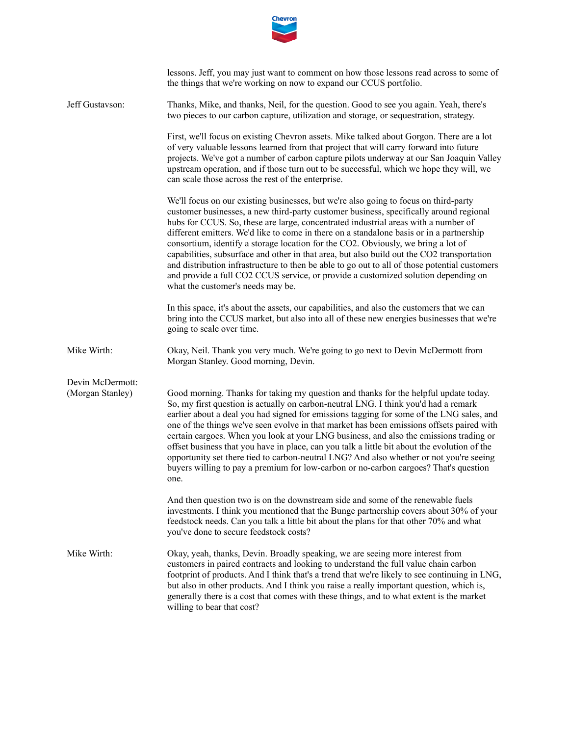lessons. Jeff, you may just want to comment on how those lessons read across to some of the things that we're working on now to expand our CCUS portfolio.

**Jeff Gustavson:** Thanks, Mike, and thanks, Neil, for the question. Good to see you again. Yeah, there's two pieces to our carbon capture, utilization and storage, or sequestration, strategy.

First, we'll focus on existing Chevron assets. Mike talked about Gorgon. There are a lot of very valuable lessons learned from that project that will carry forward into future projects. We've got a number of carbon capture pilots underway at our San Joaquin Valley upstream operation, and if those turn out to be successful, which we hope they will, we can scale those across the rest of the enterprise.

We'll focus on our existing businesses, but we're also going to focus on third-party customer businesses, a new third-party customer business, specifically around regional hubs for CCUS. So, these are large, concentrated industrial areas with a number of different emitters. We'd like to come in there on a standalone basis or in a partnership consortium, identify a storage location for the CO2. Obviously, we bring a lot of capabilities, subsurface and other in that area, but also build out the CO2 transportation and distribution infrastructure to then be able to go out to all of those potential customers and provide a full CO2 CCUS service, or provide a customized solution depending on what the customer's needs may be.

In this space, it's about the assets, our capabilities, and also the customers that we can bring into the CCUS market, but also into all of these new energies businesses that we're going to scale over time.

**Mike Wirth:** Okay, Neil. Thank you very much. We're going to go next to Devin McDermott from Morgan Stanley. Good morning, Devin.

**Devin McDermott: (Morgan Stanley)** Good morning. Thanks for taking my question and thanks for the helpful update today. So, my first question is actually on carbon-neutral LNG. I think you'd had a remark earlier about a deal you had signed for emissions tagging for some of the LNG sales, and one of the things we've seen evolve in that market has been emissions offsets paired with certain cargoes. When you look at your LNG business, and also the emissions trading or offset business that you have in place, can you talk a little bit about the evolution of the opportunity set there tied to carbon-neutral LNG? And also whether or not you're seeing buyers willing to pay a premium for low-carbon or no-carbon cargoes? That's question one.

And then question two is on the downstream side and some of the renewable fuels investments. I think you mentioned that the Bunge partnership covers about 30% of your feedstock needs. Can you talk a little bit about the plans for that other 70% and what you've done to secure feedstock costs?

**Mike Wirth:** Okay, yeah, thanks, Devin. Broadly speaking, we are seeing more interest from customers in paired contracts and looking to understand the full value chain carbon footprint of products. And I think that's a trend that we're likely to see continuing in LNG, but also in other products. And I think you raise a really important question, which is, generally there is a cost that comes with these things, and to what extent is the market willing to bear that cost?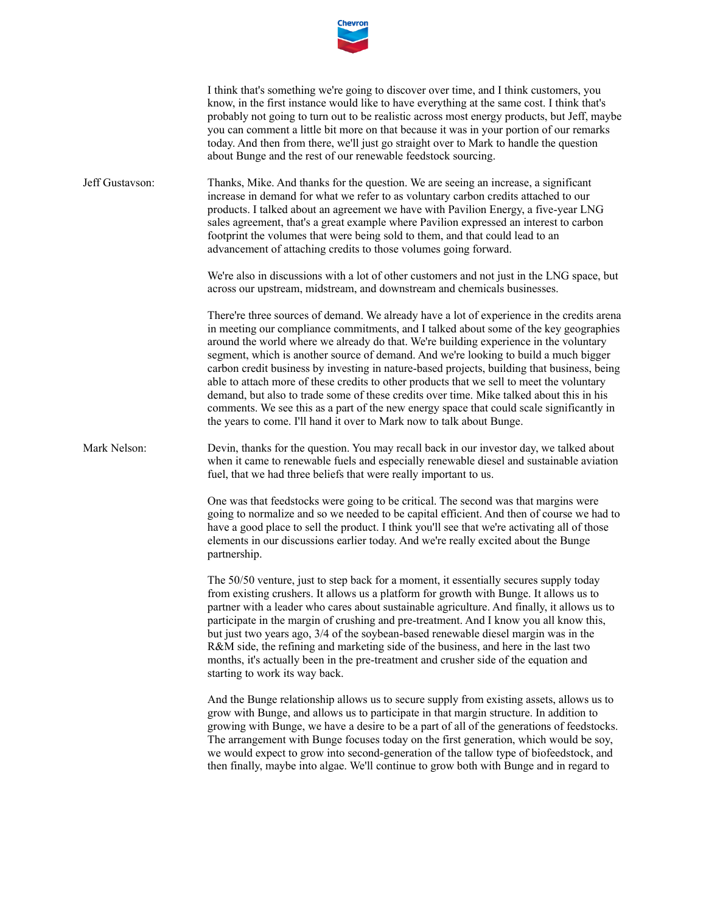I think that's something we're going to discover over time, and I think customers, you know, in the first instance would like to have everything at the same cost. I think that's probably not going to turn out to be realistic across most energy products, but Jeff, maybe you can comment a little bit more on that because it was in your portion of our remarks today. And then from there, we'll just go straight over to Mark to handle the question about Bunge and the rest of our renewable feedstock sourcing.

**Jeff Gustavson:** Thanks, Mike. And thanks for the question. We are seeing an increase, a significant increase in demand for what we refer to as voluntary carbon credits attached to our products. I talked about an agreement we have with Pavilion Energy, a five-year LNG sales agreement, that's a great example where Pavilion expressed an interest to carbon footprint the volumes that were being sold to them, and that could lead to an advancement of attaching credits to those volumes going forward.

We're also in discussions with a lot of other customers and not just in the LNG space, but across our upstream, midstream, and downstream and chemicals businesses.

There're three sources of demand. We already have a lot of experience in the credits arena in meeting our compliance commitments, and I talked about some of the key geographies around the world where we already do that. We're building experience in the voluntary segment, which is another source of demand. And we're looking to build a much bigger carbon credit business by investing in nature-based projects, building that business, being able to attach more of these credits to other products that we sell to meet the voluntary demand, but also to trade some of these credits over time. Mike talked about this in his comments. We see this as a part of the new energy space that could scale significantly in the years to come. I'll hand it over to Mark now to talk about Bunge.

**Mark Nelson:** Devin, thanks for the question. You may recall back in our investor day, we talked about when it came to renewable fuels and especially renewable diesel and sustainable aviation fuel, that we had three beliefs that were really important to us.

One was that feedstocks were going to be critical. The second was that margins were going to normalize and so we needed to be capital efficient. And then of course we had to have a good place to sell the product. I think you'll see that we're activating all of those elements in our discussions earlier today. And we're really excited about the Bunge partnership.

The 50/50 venture, just to step back for a moment, it essentially secures supply today from existing crushers. It allows us a platform for growth with Bunge. It allows us to partner with a leader who cares about sustainable agriculture. And finally, it allows us to participate in the margin of crushing and pre-treatment. And I know you all know this, but just two years ago, 3/4 of the soybean-based renewable diesel margin was in the R&M side, the refining and marketing side of the business, and here in the last two months, it's actually been in the pre-treatment and crusher side of the equation and starting to work its way back.

And the Bunge relationship allows us to secure supply from existing assets, allows us to grow with Bunge, and allows us to participate in that margin structure. In addition to growing with Bunge, we have a desire to be a part of all of the generations of feedstocks. The arrangement with Bunge focuses today on the first generation, which would be soy, we would expect to grow into second-generation of the tallow type of biofeedstock, and then finally, maybe into algae. We'll continue to grow both with Bunge and in regard to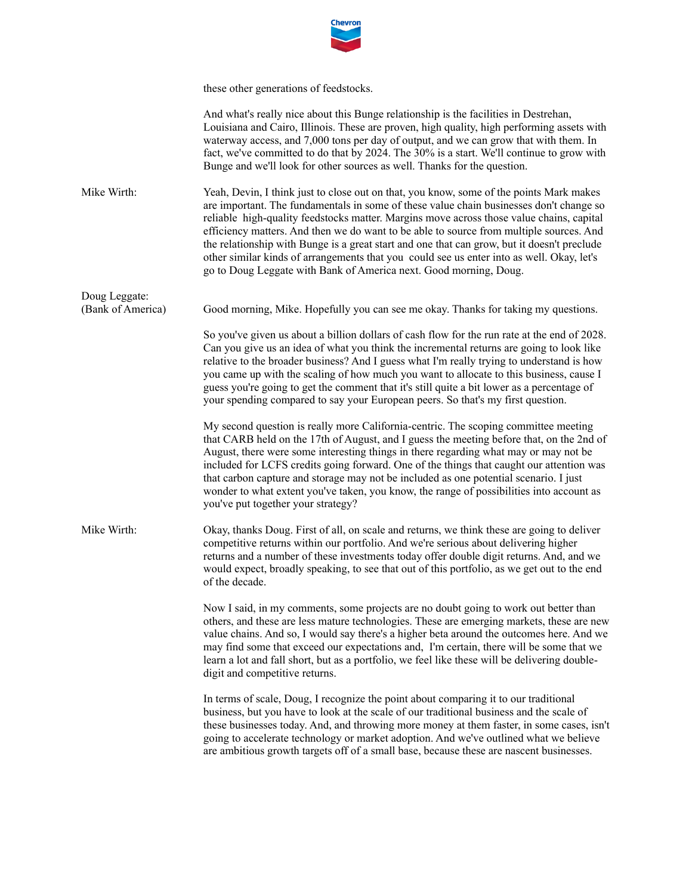these other generations of feedstocks.

And what's really nice about this Bunge relationship is the facilities in Destrehan, Louisiana and Cairo, Illinois. These are proven, high quality, high performing assets with waterway access, and 7,000 tons per day of output, and we can grow that with them. In fact, we've committed to do that by 2024. The 30% is a start. We'll continue to grow with Bunge and we'll look for other sources as well. Thanks for the question.

**Mike Wirth:** Yeah, Devin, I think just to close out on that, you know, some of the points Mark makes are important. The fundamentals in some of these value chain businesses don't change so reliable high-quality feedstocks matter. Margins move across those value chains, capital efficiency matters. And then we do want to be able to source from multiple sources. And the relationship with Bunge is a great start and one that can grow, but it doesn't preclude other similar kinds of arrangements that you could see us enter into as well. Okay, let's go to Doug Leggate with Bank of America next. Good morning, Doug.

**Doug Leggate: (Bank of America)** Good morning, Mike. Hopefully you can see me okay. Thanks for taking my questions.

So you've given us about a billion dollars of cash flow for the run rate at the end of 2028. Can you give us an idea of what you think the incremental returns are going to look like relative to the broader business? And I guess what I'm really trying to understand is how you came up with the scaling of how much you want to allocate to this business, cause I guess you're going to get the comment that it's still quite a bit lower as a percentage of your spending compared to say your European peers. So that's my first question.

My second question is really more California-centric. The scoping committee meeting that CARB held on the 17th of August, and I guess the meeting before that, on the 2nd of August, there were some interesting things in there regarding what may or may not be included for LCFS credits going forward. One of the things that caught our attention was that carbon capture and storage may not be included as one potential scenario. I just wonder to what extent you've taken, you know, the range of possibilities into account as you've put together your strategy?

**Mike Wirth:** Okay, thanks Doug. First of all, on scale and returns, we think these are going to deliver competitive returns within our portfolio. And we're serious about delivering higher returns and a number of these investments today offer double digit returns. And, and we would expect, broadly speaking, to see that out of this portfolio, as we get out to the end of the decade.

Now I said, in my comments, some projects are no doubt going to work out better than others, and these are less mature technologies. These are emerging markets, these are new value chains. And so, I would say there's a higher beta around the outcomes here. And we may find some that exceed our expectations and, I'm certain, there will be some that we learn a lot and fall short, but as a portfolio, we feel like these will be delivering double-digit and competitive returns.

In terms of scale, Doug, I recognize the point about comparing it to our traditional business, but you have to look at the scale of our traditional business and the scale of these businesses today. And, and throwing more money at them faster, in some cases, isn't going to accelerate technology or market adoption. And we've outlined what we believe are ambitious growth targets off of a small base, because these are nascent businesses.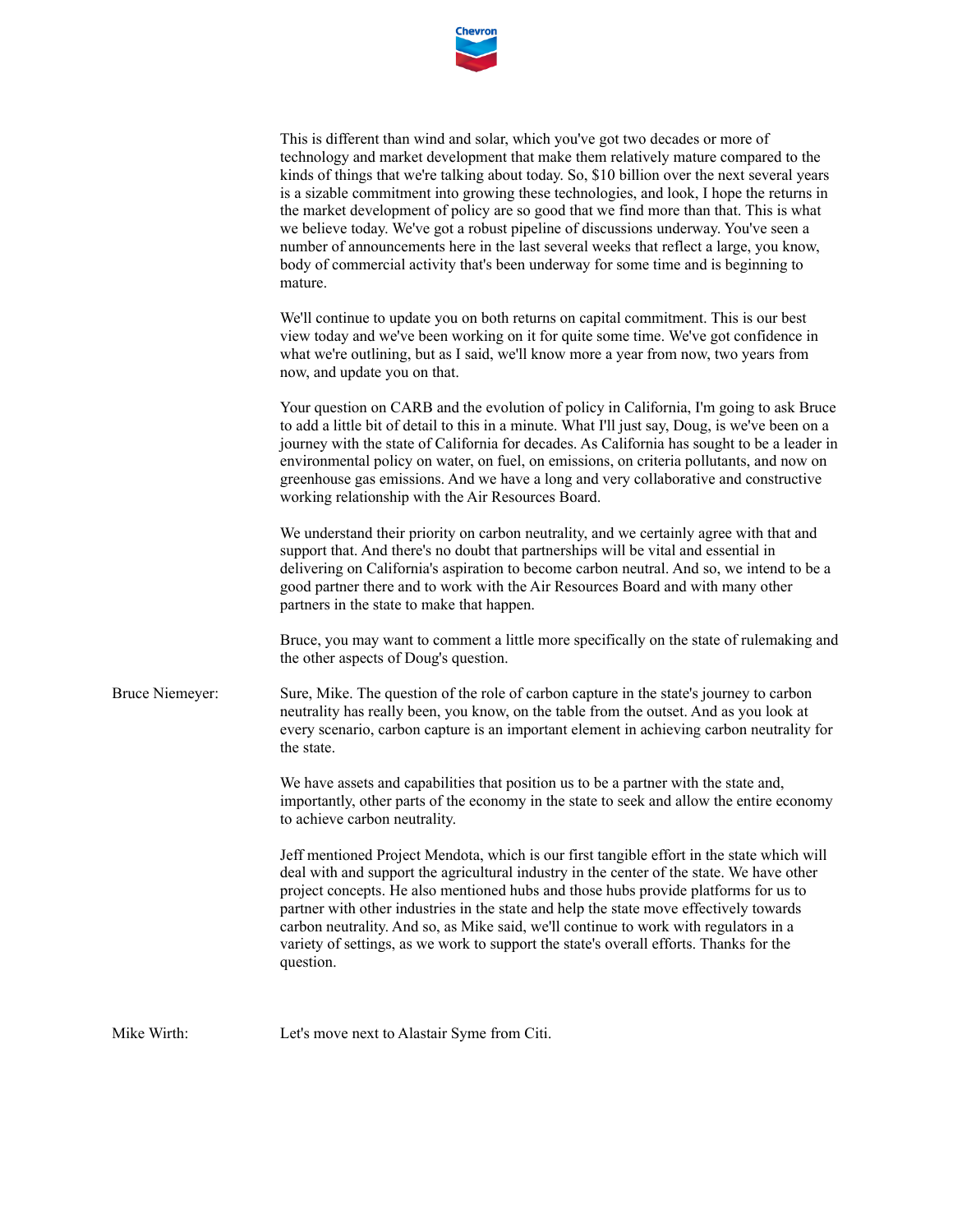This is different than wind and solar, which you've got two decades or more of technology and market development that make them relatively mature compared to the kinds of things that we're talking about today. So, $10 billion over the next several years is a sizable commitment into growing these technologies, and look, I hope the returns in the market development of policy are so good that we find more than that. This is what we believe today. We've got a robust pipeline of discussions underway. You've seen a number of announcements here in the last several weeks that reflect a large, you know, body of commercial activity that's been underway for some time and is beginning to mature.

We'll continue to update you on both returns on capital commitment. This is our best view today and we've been working on it for quite some time. We've got confidence in what we're outlining, but as I said, we'll know more a year from now, two years from now, and update you on that.

Your question on CARB and the evolution of policy in California, I'm going to ask Bruce to add a little bit of detail to this in a minute. What I'll just say, Doug, is we've been on a journey with the state of California for decades. As California has sought to be a leader in environmental policy on water, on fuel, on emissions, on criteria pollutants, and now on greenhouse gas emissions. And we have a long and very collaborative and constructive working relationship with the Air Resources Board.

We understand their priority on carbon neutrality, and we certainly agree with that and support that. And there's no doubt that partnerships will be vital and essential in delivering on California's aspiration to become carbon neutral. And so, we intend to be a good partner there and to work with the Air Resources Board and with many other partners in the state to make that happen.

Bruce, you may want to comment a little more specifically on the state of rulemaking and the other aspects of Doug's question.

**Bruce Niemeyer:** Sure, Mike. The question of the role of carbon capture in the state's journey to carbon neutrality has really been, you know, on the table from the outset. And as you look at every scenario, carbon capture is an important element in achieving carbon neutrality for the state.

We have assets and capabilities that position us to be a partner with the state and, importantly, other parts of the economy in the state to seek and allow the entire economy to achieve carbon neutrality.

Jeff mentioned Project Mendota, which is our first tangible effort in the state which will deal with and support the agricultural industry in the center of the state. We have other project concepts. He also mentioned hubs and those hubs provide platforms for us to partner with other industries in the state and help the state move effectively towards carbon neutrality. And so, as Mike said, we'll continue to work with regulators in a variety of settings, as we work to support the state's overall efforts. Thanks for the question.

**Mike Wirth:** Let's move next to Alastair Syme from Citi.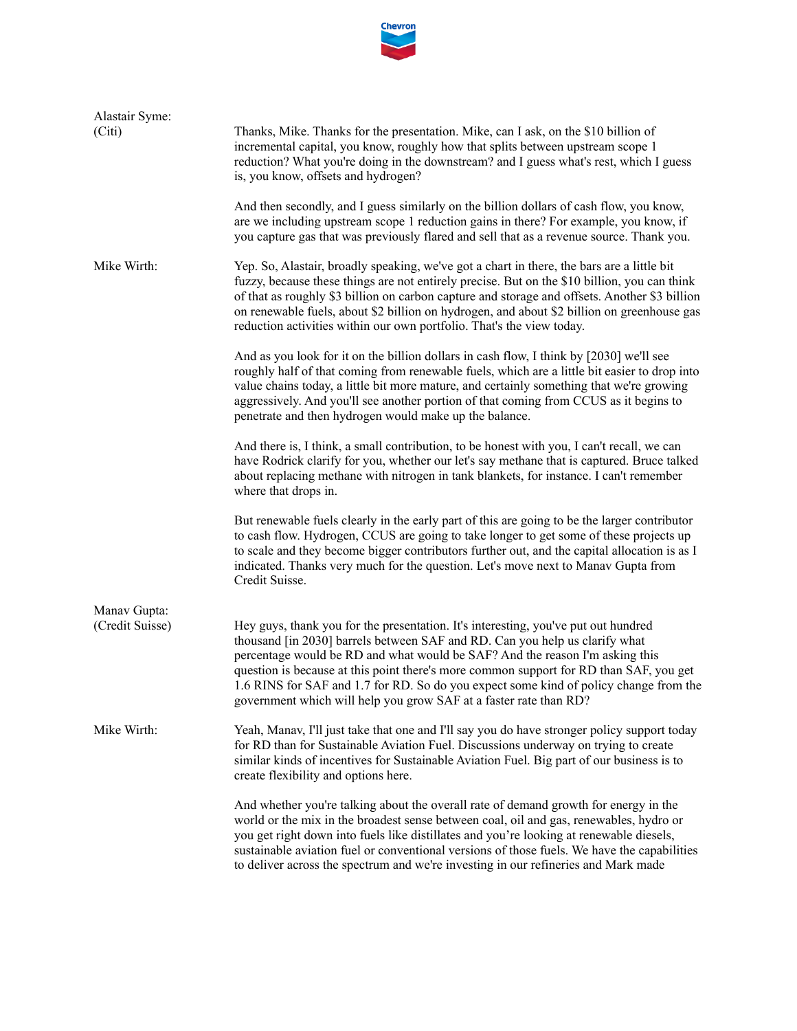**Alastair Syme: (Citi)**

Thanks, Mike. Thanks for the presentation. Mike, can I ask, on the $10 billion of incremental capital, you know, roughly how that splits between upstream scope 1 reduction? What you're doing in the downstream? and I guess what's rest, which I guess is, you know, offsets and hydrogen?

And then secondly, and I guess similarly on the billion dollars of cash flow, you know, are we including upstream scope 1 reduction gains in there? For example, you know, if you capture gas that was previously flared and sell that as a revenue source. Thank you.

**Mike Wirth:**

Yep. So, Alastair, broadly speaking, we've got a chart in there, the bars are a little bit fuzzy, because these things are not entirely precise. But on the $10 billion, you can think of that as roughly $3 billion on carbon capture and storage and offsets. Another $3 billion on renewable fuels, about $2 billion on hydrogen, and about $2 billion on greenhouse gas reduction activities within our own portfolio. That's the view today.

And as you look for it on the billion dollars in cash flow, I think by [2030] we'll see roughly half of that coming from renewable fuels, which are a little bit easier to drop into value chains today, a little bit more mature, and certainly something that we're growing aggressively. And you'll see another portion of that coming from CCUS as it begins to penetrate and then hydrogen would make up the balance.

And there is, I think, a small contribution, to be honest with you, I can't recall, we can have Rodrick clarify for you, whether our let's say methane that is captured. Bruce talked about replacing methane with nitrogen in tank blankets, for instance. I can't remember where that drops in.

But renewable fuels clearly in the early part of this are going to be the larger contributor to cash flow. Hydrogen, CCUS are going to take longer to get some of these projects up to scale and they become bigger contributors further out, and the capital allocation is as I indicated. Thanks very much for the question. Let's move next to Manav Gupta from Credit Suisse.

**Manav Gupta: (Credit Suisse)**

Hey guys, thank you for the presentation. It's interesting, you've put out hundred thousand [in 2030] barrels between SAF and RD. Can you help us clarify what percentage would be RD and what would be SAF? And the reason I'm asking this question is because at this point there's more common support for RD than SAF, you get 1.6 RINS for SAF and 1.7 for RD. So do you expect some kind of policy change from the government which will help you grow SAF at a faster rate than RD?

**Mike Wirth:**

Yeah, Manav, I'll just take that one and I'll say you do have stronger policy support today for RD than for Sustainable Aviation Fuel. Discussions underway on trying to create similar kinds of incentives for Sustainable Aviation Fuel. Big part of our business is to create flexibility and options here.

And whether you're talking about the overall rate of demand growth for energy in the world or the mix in the broadest sense between coal, oil and gas, renewables, hydro or you get right down into fuels like distillates and you're looking at renewable diesels, sustainable aviation fuel or conventional versions of those fuels. We have the capabilities to deliver across the spectrum and we're investing in our refineries and Mark made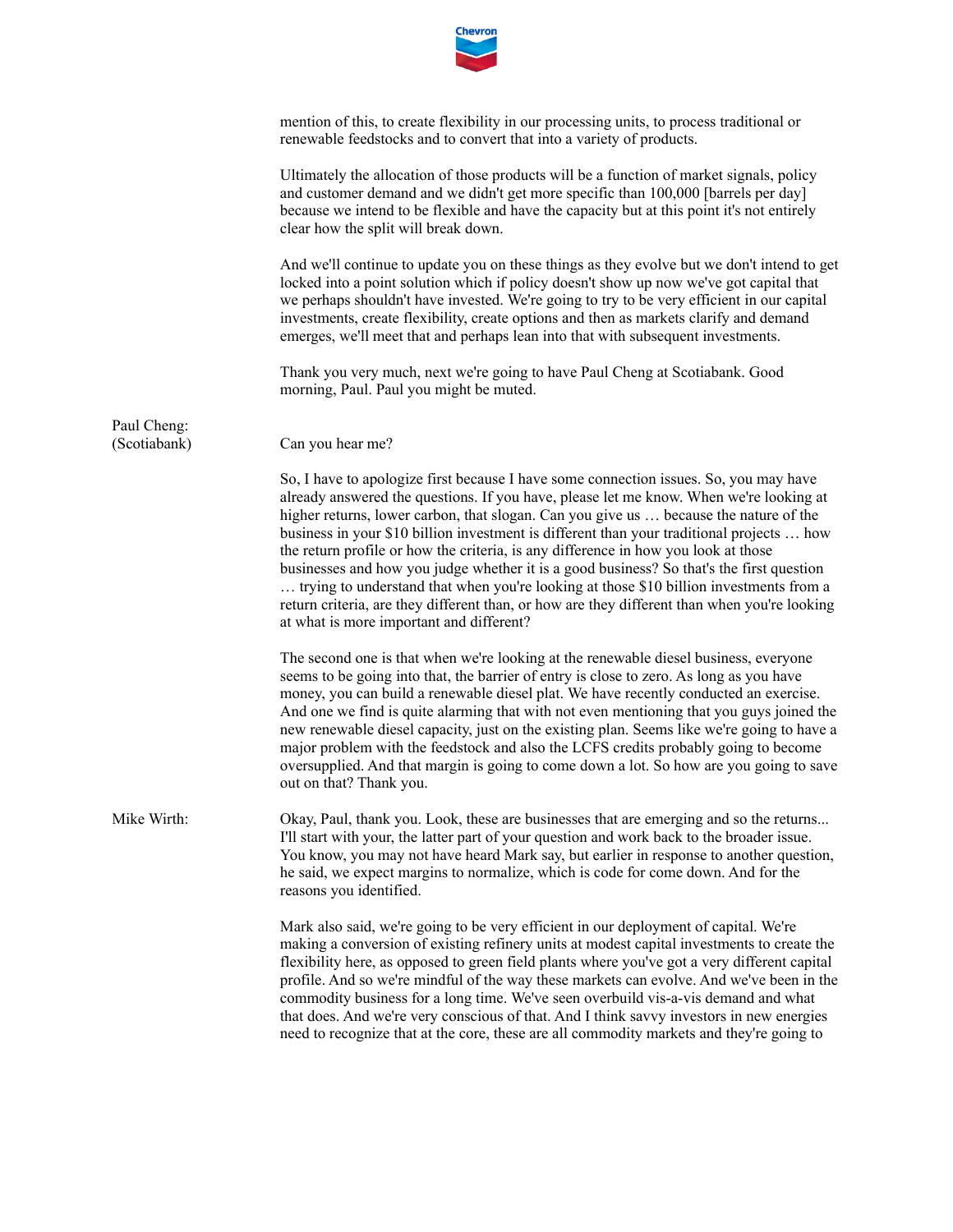mention of this, to create flexibility in our processing units, to process traditional or renewable feedstocks and to convert that into a variety of products.

Ultimately the allocation of those products will be a function of market signals, policy and customer demand and we didn't get more specific than 100,000 [barrels per day] because we intend to be flexible and have the capacity but at this point it's not entirely clear how the split will break down.

And we'll continue to update you on these things as they evolve but we don't intend to get locked into a point solution which if policy doesn't show up now we've got capital that we perhaps shouldn't have invested. We're going to try to be very efficient in our capital investments, create flexibility, create options and then as markets clarify and demand emerges, we'll meet that and perhaps lean into that with subsequent investments.

Thank you very much, next we're going to have Paul Cheng at Scotiabank. Good morning, Paul. Paul you might be muted.

**Paul Cheng: (Scotiabank)**

Can you hear me?

So, I have to apologize first because I have some connection issues. So, you may have already answered the questions. If you have, please let me know. When we're looking at higher returns, lower carbon, that slogan. Can you give us … because the nature of the business in your $10 billion investment is different than your traditional projects … how the return profile or how the criteria, is any difference in how you look at those businesses and how you judge whether it is a good business? So that's the first question … trying to understand that when you're looking at those $10 billion investments from a return criteria, are they different than, or how are they different than when you're looking at what is more important and different?

The second one is that when we're looking at the renewable diesel business, everyone seems to be going into that, the barrier of entry is close to zero. As long as you have money, you can build a renewable diesel plat. We have recently conducted an exercise. And one we find is quite alarming that with not even mentioning that you guys joined the new renewable diesel capacity, just on the existing plan. Seems like we're going to have a major problem with the feedstock and also the LCFS credits probably going to become oversupplied. And that margin is going to come down a lot. So how are you going to save out on that? Thank you.

**Mike Wirth:**

Okay, Paul, thank you. Look, these are businesses that are emerging and so the returns... I'll start with your, the latter part of your question and work back to the broader issue. You know, you may not have heard Mark say, but earlier in response to another question, he said, we expect margins to normalize, which is code for come down. And for the reasons you identified.

Mark also said, we're going to be very efficient in our deployment of capital. We're making a conversion of existing refinery units at modest capital investments to create the flexibility here, as opposed to green field plants where you've got a very different capital profile. And so we're mindful of the way these markets can evolve. And we've been in the commodity business for a long time. We've seen overbuild vis-a-vis demand and what that does. And we're very conscious of that. And I think savvy investors in new energies need to recognize that at the core, these are all commodity markets and they're going to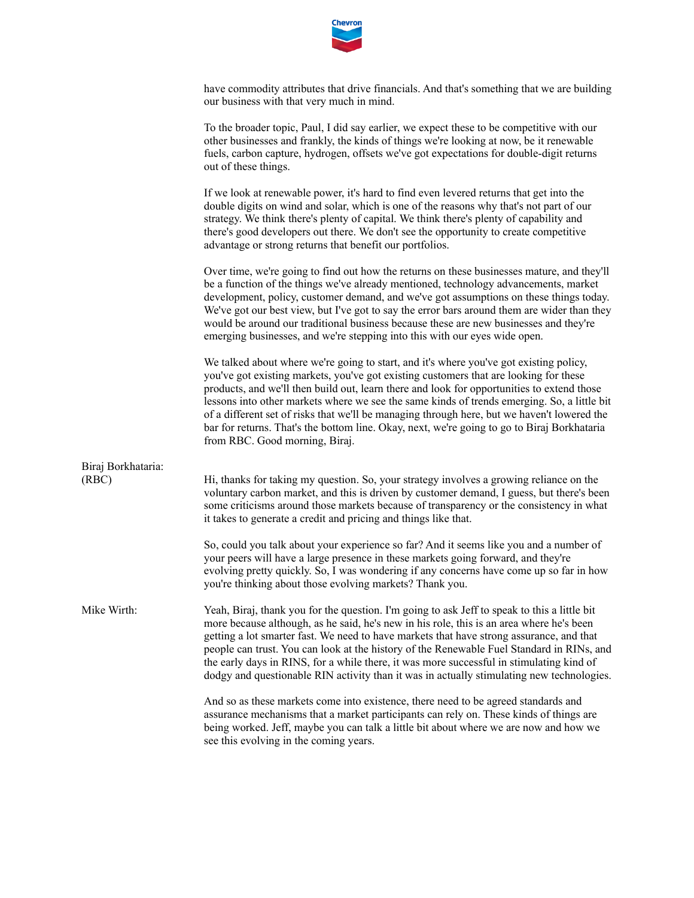have commodity attributes that drive financials. And that's something that we are building our business with that very much in mind.

To the broader topic, Paul, I did say earlier, we expect these to be competitive with our other businesses and frankly, the kinds of things we're looking at now, be it renewable fuels, carbon capture, hydrogen, offsets we've got expectations for double-digit returns out of these things.

If we look at renewable power, it's hard to find even levered returns that get into the double digits on wind and solar, which is one of the reasons why that's not part of our strategy. We think there's plenty of capital. We think there's plenty of capability and there's good developers out there. We don't see the opportunity to create competitive advantage or strong returns that benefit our portfolios.

Over time, we're going to find out how the returns on these businesses mature, and they'll be a function of the things we've already mentioned, technology advancements, market development, policy, customer demand, and we've got assumptions on these things today. We've got our best view, but I've got to say the error bars around them are wider than they would be around our traditional business because these are new businesses and they're emerging businesses, and we're stepping into this with our eyes wide open.

We talked about where we're going to start, and it's where you've got existing policy, you've got existing markets, you've got existing customers that are looking for these products, and we'll then build out, learn there and look for opportunities to extend those lessons into other markets where we see the same kinds of trends emerging. So, a little bit of a different set of risks that we'll be managing through here, but we haven't lowered the bar for returns. That's the bottom line. Okay, next, we're going to go to Biraj Borkhataria from RBC. Good morning, Biraj.

**Biraj Borkhataria: (RBC)**

Hi, thanks for taking my question. So, your strategy involves a growing reliance on the voluntary carbon market, and this is driven by customer demand, I guess, but there's been some criticisms around those markets because of transparency or the consistency in what it takes to generate a credit and pricing and things like that.

So, could you talk about your experience so far? And it seems like you and a number of your peers will have a large presence in these markets going forward, and they're evolving pretty quickly. So, I was wondering if any concerns have come up so far in how you're thinking about those evolving markets? Thank you.

**Mike Wirth:**

Yeah, Biraj, thank you for the question. I'm going to ask Jeff to speak to this a little bit more because although, as he said, he's new in his role, this is an area where he's been getting a lot smarter fast. We need to have markets that have strong assurance, and that people can trust. You can look at the history of the Renewable Fuel Standard in RINs, and the early days in RINS, for a while there, it was more successful in stimulating kind of dodgy and questionable RIN activity than it was in actually stimulating new technologies.

And so as these markets come into existence, there need to be agreed standards and assurance mechanisms that a market participants can rely on. These kinds of things are being worked. Jeff, maybe you can talk a little bit about where we are now and how we see this evolving in the coming years.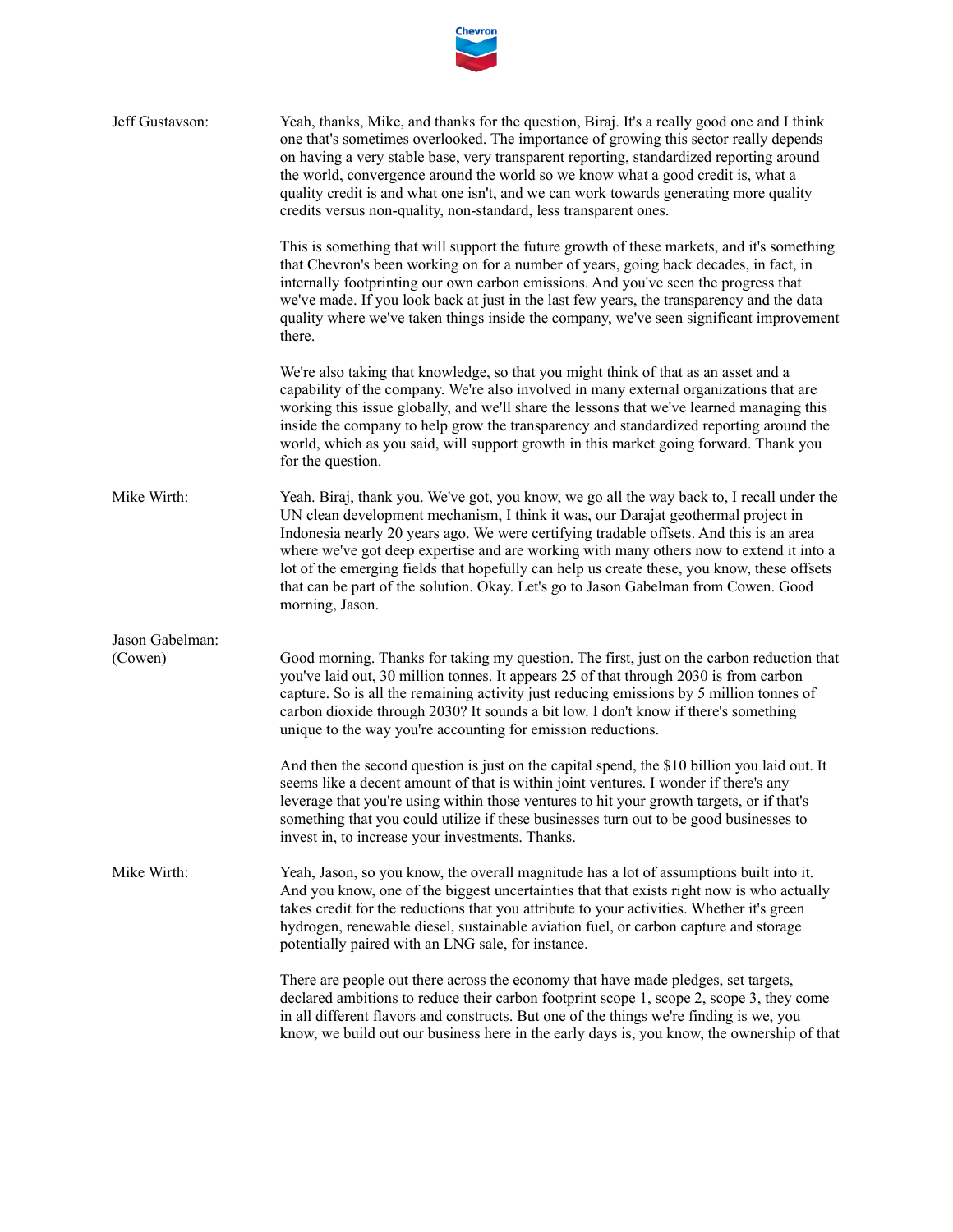**Jeff Gustavson:** Yeah, thanks, Mike, and thanks for the question, Biraj. It's a really good one and I think one that's sometimes overlooked. The importance of growing this sector really depends on having a very stable base, very transparent reporting, standardized reporting around the world, convergence around the world so we know what a good credit is, what a quality credit is and what one isn't, and we can work towards generating more quality credits versus non-quality, non-standard, less transparent ones.

This is something that will support the future growth of these markets, and it's something that Chevron's been working on for a number of years, going back decades, in fact, in internally footprinting our own carbon emissions. And you've seen the progress that we've made. If you look back at just in the last few years, the transparency and the data quality where we've taken things inside the company, we've seen significant improvement there.

We're also taking that knowledge, so that you might think of that as an asset and a capability of the company. We're also involved in many external organizations that are working this issue globally, and we'll share the lessons that we've learned managing this inside the company to help grow the transparency and standardized reporting around the world, which as you said, will support growth in this market going forward. Thank you for the question.

**Mike Wirth:** Yeah. Biraj, thank you. We've got, you know, we go all the way back to, I recall under the UN clean development mechanism, I think it was, our Darajat geothermal project in Indonesia nearly 20 years ago. We were certifying tradable offsets. And this is an area where we've got deep expertise and are working with many others now to extend it into a lot of the emerging fields that hopefully can help us create these, you know, these offsets that can be part of the solution. Okay. Let's go to Jason Gabelman from Cowen. Good morning, Jason.

**Jason Gabelman: (Cowen)** Good morning. Thanks for taking my question. The first, just on the carbon reduction that you've laid out, 30 million tonnes. It appears 25 of that through 2030 is from carbon capture. So is all the remaining activity just reducing emissions by 5 million tonnes of carbon dioxide through 2030? It sounds a bit low. I don't know if there's something unique to the way you're accounting for emission reductions.

And then the second question is just on the capital spend, the $10 billion you laid out. It seems like a decent amount of that is within joint ventures. I wonder if there's any leverage that you're using within those ventures to hit your growth targets, or if that's something that you could utilize if these businesses turn out to be good businesses to invest in, to increase your investments. Thanks.

**Mike Wirth:** Yeah, Jason, so you know, the overall magnitude has a lot of assumptions built into it. And you know, one of the biggest uncertainties that that exists right now is who actually takes credit for the reductions that you attribute to your activities. Whether it's green hydrogen, renewable diesel, sustainable aviation fuel, or carbon capture and storage potentially paired with an LNG sale, for instance.

There are people out there across the economy that have made pledges, set targets, declared ambitions to reduce their carbon footprint scope 1, scope 2, scope 3, they come in all different flavors and constructs. But one of the things we're finding is we, you know, we build out our business here in the early days is, you know, the ownership of that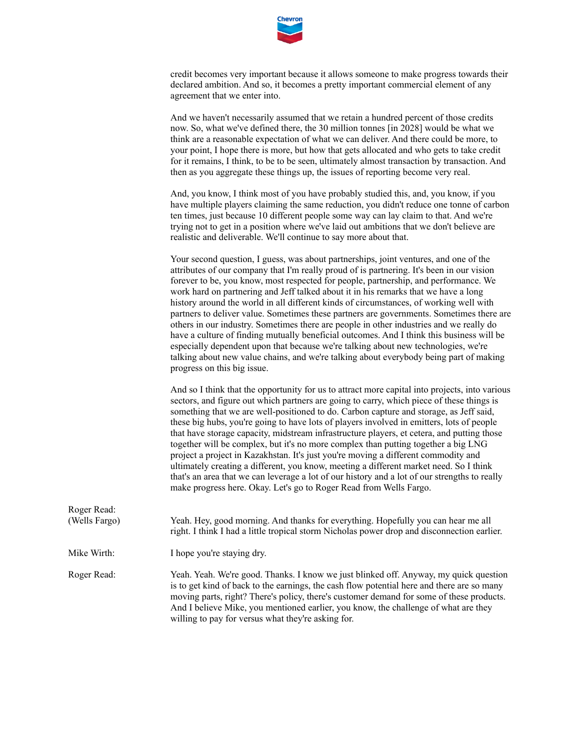credit becomes very important because it allows someone to make progress towards their declared ambition. And so, it becomes a pretty important commercial element of any agreement that we enter into.

And we haven't necessarily assumed that we retain a hundred percent of those credits now. So, what we've defined there, the 30 million tonnes [in 2028] would be what we think are a reasonable expectation of what we can deliver. And there could be more, to your point, I hope there is more, but how that gets allocated and who gets to take credit for it remains, I think, to be to be seen, ultimately almost transaction by transaction. And then as you aggregate these things up, the issues of reporting become very real.

And, you know, I think most of you have probably studied this, and, you know, if you have multiple players claiming the same reduction, you didn't reduce one tonne of carbon ten times, just because 10 different people some way can lay claim to that. And we're trying not to get in a position where we've laid out ambitions that we don't believe are realistic and deliverable. We'll continue to say more about that.

Your second question, I guess, was about partnerships, joint ventures, and one of the attributes of our company that I'm really proud of is partnering. It's been in our vision forever to be, you know, most respected for people, partnership, and performance. We work hard on partnering and Jeff talked about it in his remarks that we have a long history around the world in all different kinds of circumstances, of working well with partners to deliver value. Sometimes these partners are governments. Sometimes there are others in our industry. Sometimes there are people in other industries and we really do have a culture of finding mutually beneficial outcomes. And I think this business will be especially dependent upon that because we're talking about new technologies, we're talking about new value chains, and we're talking about everybody being part of making progress on this big issue.

And so I think that the opportunity for us to attract more capital into projects, into various sectors, and figure out which partners are going to carry, which piece of these things is something that we are well-positioned to do. Carbon capture and storage, as Jeff said, these big hubs, you're going to have lots of players involved in emitters, lots of people that have storage capacity, midstream infrastructure players, et cetera, and putting those together will be complex, but it's no more complex than putting together a big LNG project a project in Kazakhstan. It's just you're moving a different commodity and ultimately creating a different, you know, meeting a different market need. So I think that's an area that we can leverage a lot of our history and a lot of our strengths to really make progress here. Okay. Let's go to Roger Read from Wells Fargo.

**Roger Read: (Wells Fargo)** Yeah. Hey, good morning. And thanks for everything. Hopefully you can hear me all right. I think I had a little tropical storm Nicholas power drop and disconnection earlier.

**Mike Wirth:** I hope you're staying dry.

**Roger Read:** Yeah. Yeah. We're good. Thanks. I know we just blinked off. Anyway, my quick question is to get kind of back to the earnings, the cash flow potential here and there are so many moving parts, right? There's policy, there's customer demand for some of these products. And I believe Mike, you mentioned earlier, you know, the challenge of what are they willing to pay for versus what they're asking for.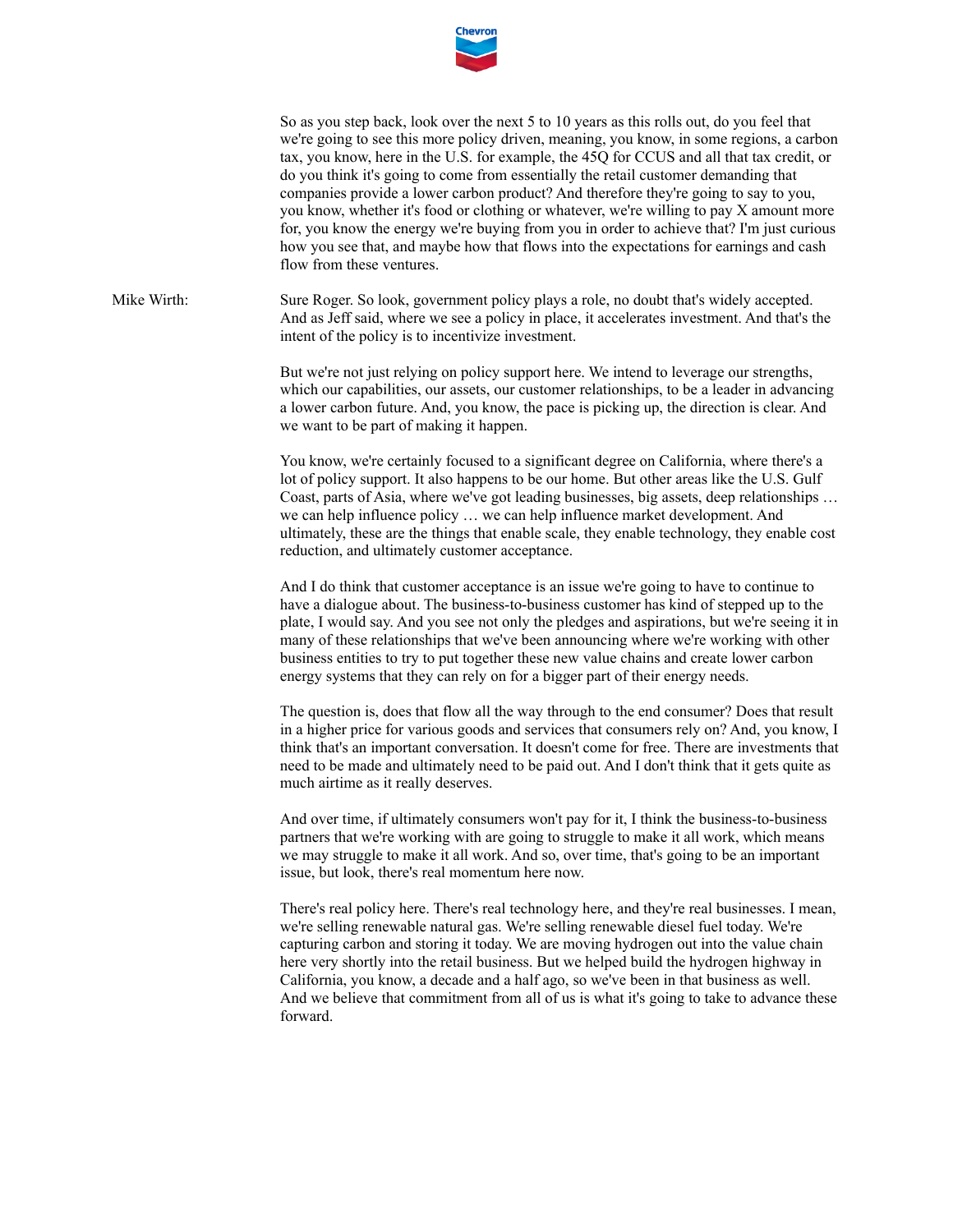So as you step back, look over the next 5 to 10 years as this rolls out, do you feel that we're going to see this more policy driven, meaning, you know, in some regions, a carbon tax, you know, here in the U.S. for example, the 45Q for CCUS and all that tax credit, or do you think it's going to come from essentially the retail customer demanding that companies provide a lower carbon product? And therefore they're going to say to you, you know, whether it's food or clothing or whatever, we're willing to pay X amount more for, you know the energy we're buying from you in order to achieve that? I'm just curious how you see that, and maybe how that flows into the expectations for earnings and cash flow from these ventures.

Mike Wirth: Sure Roger. So look, government policy plays a role, no doubt that's widely accepted. And as Jeff said, where we see a policy in place, it accelerates investment. And that's the intent of the policy is to incentivize investment.

But we're not just relying on policy support here. We intend to leverage our strengths, which our capabilities, our assets, our customer relationships, to be a leader in advancing a lower carbon future. And, you know, the pace is picking up, the direction is clear. And we want to be part of making it happen.

You know, we're certainly focused to a significant degree on California, where there's a lot of policy support. It also happens to be our home. But other areas like the U.S. Gulf Coast, parts of Asia, where we've got leading businesses, big assets, deep relationships … we can help influence policy … we can help influence market development. And ultimately, these are the things that enable scale, they enable technology, they enable cost reduction, and ultimately customer acceptance.

And I do think that customer acceptance is an issue we're going to have to continue to have a dialogue about. The business-to-business customer has kind of stepped up to the plate, I would say. And you see not only the pledges and aspirations, but we're seeing it in many of these relationships that we've been announcing where we're working with other business entities to try to put together these new value chains and create lower carbon energy systems that they can rely on for a bigger part of their energy needs.

The question is, does that flow all the way through to the end consumer? Does that result in a higher price for various goods and services that consumers rely on? And, you know, I think that's an important conversation. It doesn't come for free. There are investments that need to be made and ultimately need to be paid out. And I don't think that it gets quite as much airtime as it really deserves.

And over time, if ultimately consumers won't pay for it, I think the business-to-business partners that we're working with are going to struggle to make it all work, which means we may struggle to make it all work. And so, over time, that's going to be an important issue, but look, there's real momentum here now.

There's real policy here. There's real technology here, and they're real businesses. I mean, we're selling renewable natural gas. We're selling renewable diesel fuel today. We're capturing carbon and storing it today. We are moving hydrogen out into the value chain here very shortly into the retail business. But we helped build the hydrogen highway in California, you know, a decade and a half ago, so we've been in that business as well. And we believe that commitment from all of us is what it's going to take to advance these forward.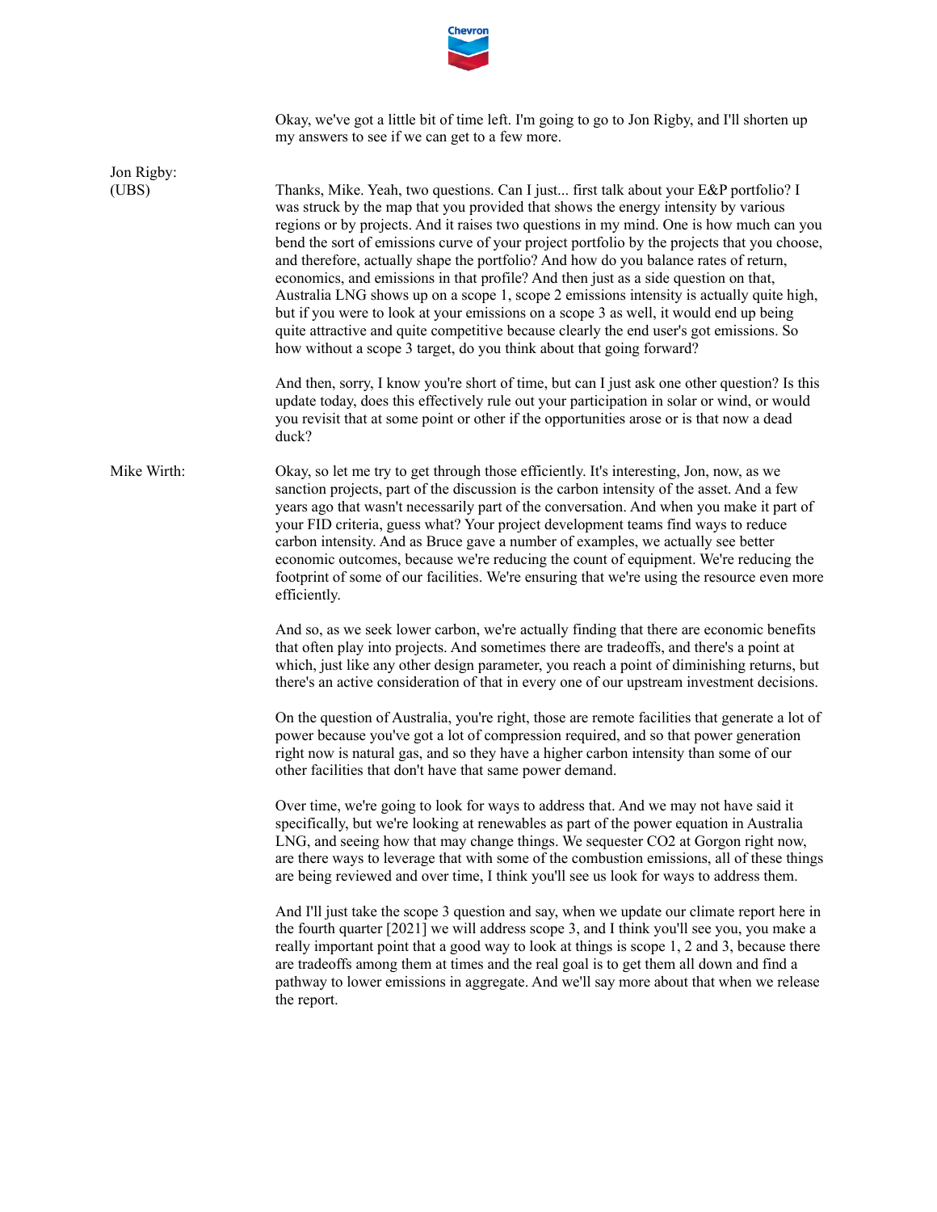Okay, we've got a little bit of time left. I'm going to go to Jon Rigby, and I'll shorten up my answers to see if we can get to a few more.

**Jon Rigby: (UBS)**

Thanks, Mike. Yeah, two questions. Can I just... first talk about your E&P portfolio? I was struck by the map that you provided that shows the energy intensity by various regions or by projects. And it raises two questions in my mind. One is how much can you bend the sort of emissions curve of your project portfolio by the projects that you choose, and therefore, actually shape the portfolio? And how do you balance rates of return, economics, and emissions in that profile? And then just as a side question on that, Australia LNG shows up on a scope 1, scope 2 emissions intensity is actually quite high, but if you were to look at your emissions on a scope 3 as well, it would end up being quite attractive and quite competitive because clearly the end user's got emissions. So how without a scope 3 target, do you think about that going forward?

And then, sorry, I know you're short of time, but can I just ask one other question? Is this update today, does this effectively rule out your participation in solar or wind, or would you revisit that at some point or other if the opportunities arose or is that now a dead duck?

**Mike Wirth:**

Okay, so let me try to get through those efficiently. It's interesting, Jon, now, as we sanction projects, part of the discussion is the carbon intensity of the asset. And a few years ago that wasn't necessarily part of the conversation. And when you make it part of your FID criteria, guess what? Your project development teams find ways to reduce carbon intensity. And as Bruce gave a number of examples, we actually see better economic outcomes, because we're reducing the count of equipment. We're reducing the footprint of some of our facilities. We're ensuring that we're using the resource even more efficiently.

And so, as we seek lower carbon, we're actually finding that there are economic benefits that often play into projects. And sometimes there are tradeoffs, and there's a point at which, just like any other design parameter, you reach a point of diminishing returns, but there's an active consideration of that in every one of our upstream investment decisions.

On the question of Australia, you're right, those are remote facilities that generate a lot of power because you've got a lot of compression required, and so that power generation right now is natural gas, and so they have a higher carbon intensity than some of our other facilities that don't have that same power demand.

Over time, we're going to look for ways to address that. And we may not have said it specifically, but we're looking at renewables as part of the power equation in Australia LNG, and seeing how that may change things. We sequester CO2 at Gorgon right now, are there ways to leverage that with some of the combustion emissions, all of these things are being reviewed and over time, I think you'll see us look for ways to address them.

And I'll just take the scope 3 question and say, when we update our climate report here in the fourth quarter [2021] we will address scope 3, and I think you'll see you, you make a really important point that a good way to look at things is scope 1, 2 and 3, because there are tradeoffs among them at times and the real goal is to get them all down and find a pathway to lower emissions in aggregate. And we'll say more about that when we release the report.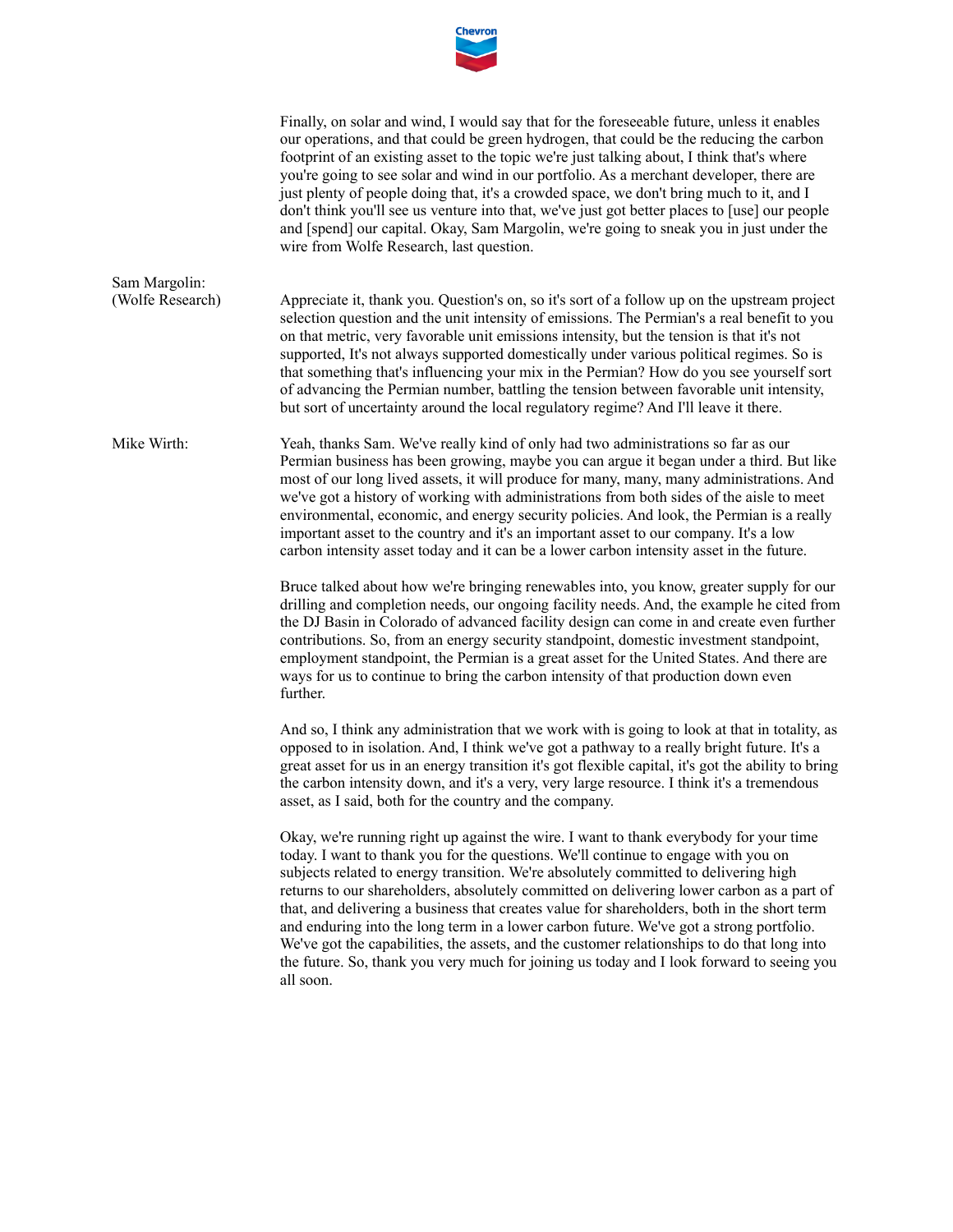Finally, on solar and wind, I would say that for the foreseeable future, unless it enables our operations, and that could be green hydrogen, that could be the reducing the carbon footprint of an existing asset to the topic we're just talking about, I think that's where you're going to see solar and wind in our portfolio. As a merchant developer, there are just plenty of people doing that, it's a crowded space, we don't bring much to it, and I don't think you'll see us venture into that, we've just got better places to [use] our people and [spend] our capital. Okay, Sam Margolin, we're going to sneak you in just under the wire from Wolfe Research, last question.

**Sam Margolin: (Wolfe Research)**

Appreciate it, thank you. Question's on, so it's sort of a follow up on the upstream project selection question and the unit intensity of emissions. The Permian's a real benefit to you on that metric, very favorable unit emissions intensity, but the tension is that it's not supported, It's not always supported domestically under various political regimes. So is that something that's influencing your mix in the Permian? How do you see yourself sort of advancing the Permian number, battling the tension between favorable unit intensity, but sort of uncertainty around the local regulatory regime? And I'll leave it there.

**Mike Wirth:**

Yeah, thanks Sam. We've really kind of only had two administrations so far as our Permian business has been growing, maybe you can argue it began under a third. But like most of our long lived assets, it will produce for many, many, many administrations. And we've got a history of working with administrations from both sides of the aisle to meet environmental, economic, and energy security policies. And look, the Permian is a really important asset to the country and it's an important asset to our company. It's a low carbon intensity asset today and it can be a lower carbon intensity asset in the future.

Bruce talked about how we're bringing renewables into, you know, greater supply for our drilling and completion needs, our ongoing facility needs. And, the example he cited from the DJ Basin in Colorado of advanced facility design can come in and create even further contributions. So, from an energy security standpoint, domestic investment standpoint, employment standpoint, the Permian is a great asset for the United States. And there are ways for us to continue to bring the carbon intensity of that production down even further.

And so, I think any administration that we work with is going to look at that in totality, as opposed to in isolation. And, I think we've got a pathway to a really bright future. It's a great asset for us in an energy transition it's got flexible capital, it's got the ability to bring the carbon intensity down, and it's a very, very large resource. I think it's a tremendous asset, as I said, both for the country and the company.

Okay, we're running right up against the wire. I want to thank everybody for your time today. I want to thank you for the questions. We'll continue to engage with you on subjects related to energy transition. We're absolutely committed to delivering high returns to our shareholders, absolutely committed on delivering lower carbon as a part of that, and delivering a business that creates value for shareholders, both in the short term and enduring into the long term in a lower carbon future. We've got a strong portfolio. We've got the capabilities, the assets, and the customer relationships to do that long into the future. So, thank you very much for joining us today and I look forward to seeing you all soon.